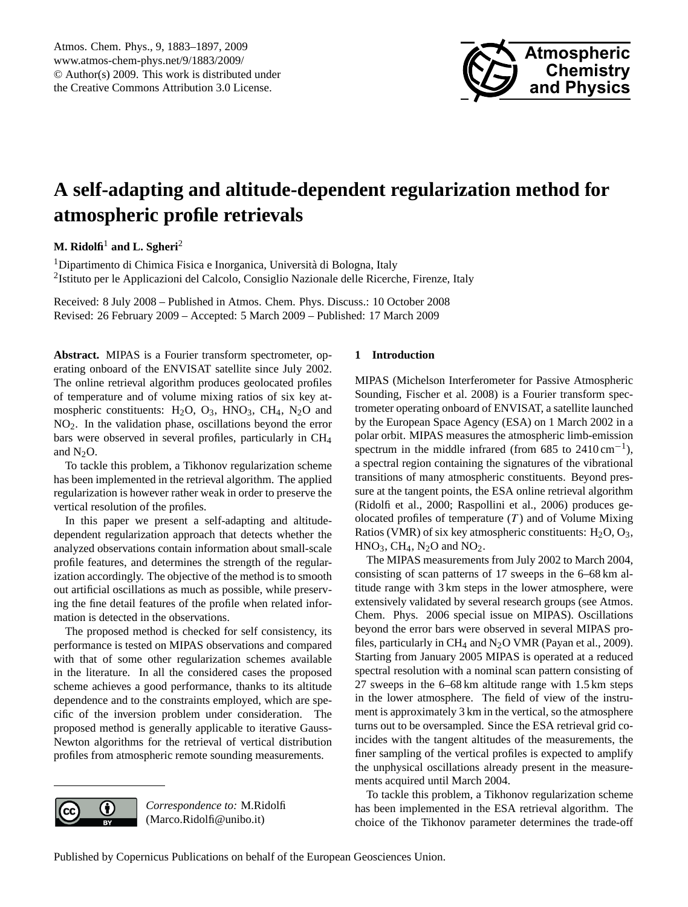# A self-adapting and altitude-dependent regularization method for atmospheric profile retrievals

**M. Ridolfi**[1] **and L. Sgheri**[2]

[1]Dipartimento di Chimica Fisica e Inorganica, Università di Bologna, Italy
[2]Istituto per le Applicazioni del Calcolo, Consiglio Nazionale delle Ricerche, Firenze, Italy

Received: 8 July 2008 – Published in Atmos. Chem. Phys. Discuss.: 10 October 2008
Revised: 26 February 2009 – Accepted: 5 March 2009 – Published: 17 March 2009

**Abstract.** MIPAS is a Fourier transform spectrometer, operating onboard of the ENVISAT satellite since July 2002. The online retrieval algorithm produces geolocated profiles of temperature and of volume mixing ratios of six key atmospheric constituents: $H_2O$, $O_3$, $HNO_3$, $CH_4$, $N_2O$ and $NO_2$. In the validation phase, oscillations beyond the error bars were observed in several profiles, particularly in $CH_4$ and $N_2O$.

To tackle this problem, a Tikhonov regularization scheme has been implemented in the retrieval algorithm. The applied regularization is however rather weak in order to preserve the vertical resolution of the profiles.

In this paper we present a self-adapting and altitude-dependent regularization approach that detects whether the analyzed observations contain information about small-scale profile features, and determines the strength of the regularization accordingly. The objective of the method is to smooth out artificial oscillations as much as possible, while preserving the fine detail features of the profile when related information is detected in the observations.

The proposed method is checked for self consistency, its performance is tested on MIPAS observations and compared with that of some other regularization schemes available in the literature. In all the considered cases the proposed scheme achieves a good performance, thanks to its altitude dependence and to the constraints employed, which are specific of the inversion problem under consideration. The proposed method is generally applicable to iterative Gauss-Newton algorithms for the retrieval of vertical distribution profiles from atmospheric remote sounding measurements.

*Correspondence to:* M.Ridolfi
(Marco.Ridolfi@unibo.it)

## 1 Introduction

MIPAS (Michelson Interferometer for Passive Atmospheric Sounding, Fischer et al. 2008) is a Fourier transform spectrometer operating onboard of ENVISAT, a satellite launched by the European Space Agency (ESA) on 1 March 2002 in a polar orbit. MIPAS measures the atmospheric limb-emission spectrum in the middle infrared (from 685 to 2410 $\text{cm}^{-1}$), a spectral region containing the signatures of the vibrational transitions of many atmospheric constituents. Beyond pressure at the tangent points, the ESA online retrieval algorithm (Ridolfi et al., 2000; Raspollini et al., 2006) produces geolocated profiles of temperature ($T$) and of Volume Mixing Ratios (VMR) of six key atmospheric constituents: $H_2O$, $O_3$, $HNO_3$, $CH_4$, $N_2O$ and $NO_2$.

The MIPAS measurements from July 2002 to March 2004, consisting of scan patterns of 17 sweeps in the 6–68 km altitude range with 3 km steps in the lower atmosphere, were extensively validated by several research groups (see Atmos. Chem. Phys. 2006 special issue on MIPAS). Oscillations beyond the error bars were observed in several MIPAS profiles, particularly in $CH_4$ and $N_2O$ VMR (Payan et al., 2009). Starting from January 2005 MIPAS is operated at a reduced spectral resolution with a nominal scan pattern consisting of 27 sweeps in the 6–68 km altitude range with 1.5 km steps in the lower atmosphere. The field of view of the instrument is approximately 3 km in the vertical, so the atmosphere turns out to be oversampled. Since the ESA retrieval grid coincides with the tangent altitudes of the measurements, the finer sampling of the vertical profiles is expected to amplify the unphysical oscillations already present in the measurements acquired until March 2004.

To tackle this problem, a Tikhonov regularization scheme has been implemented in the ESA retrieval algorithm. The choice of the Tikhonov parameter determines the trade-off

Published by Copernicus Publications on behalf of the European Geosciences Union.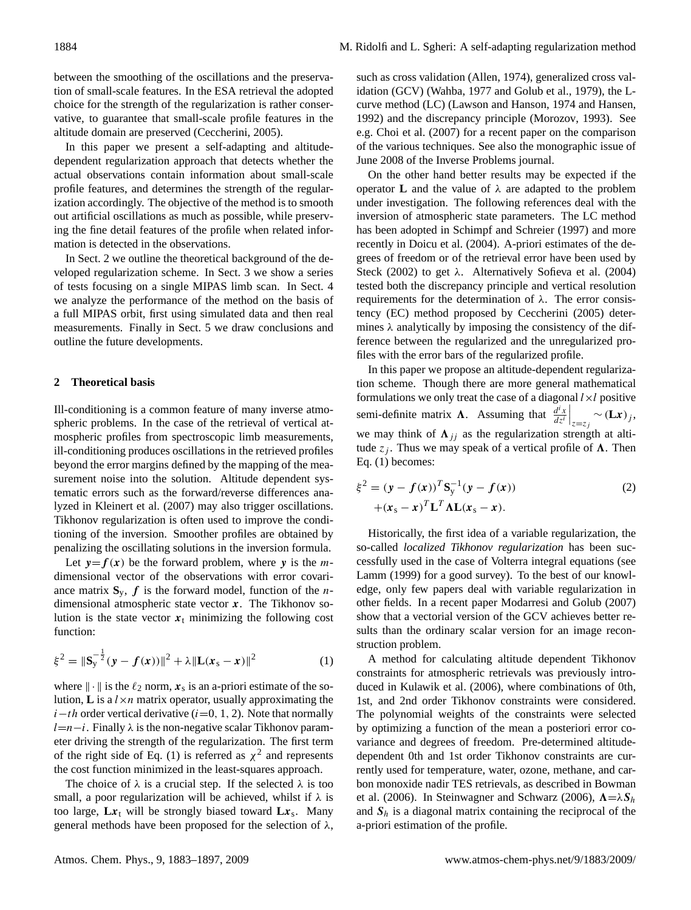between the smoothing of the oscillations and the preservation of small-scale features. In the ESA retrieval the adopted choice for the strength of the regularization is rather conservative, to guarantee that small-scale profile features in the altitude domain are preserved (Ceccherini, 2005).

In this paper we present a self-adapting and altitude-dependent regularization approach that detects whether the actual observations contain information about small-scale profile features, and determines the strength of the regularization accordingly. The objective of the method is to smooth out artificial oscillations as much as possible, while preserving the fine detail features of the profile when related information is detected in the observations.

In Sect. 2 we outline the theoretical background of the developed regularization scheme. In Sect. 3 we show a series of tests focusing on a single MIPAS limb scan. In Sect. 4 we analyze the performance of the method on the basis of a full MIPAS orbit, first using simulated data and then real measurements. Finally in Sect. 5 we draw conclusions and outline the future developments.

## 2 Theoretical basis

Ill-conditioning is a common feature of many inverse atmospheric problems. In the case of the retrieval of vertical atmospheric profiles from spectroscopic limb measurements, ill-conditioning produces oscillations in the retrieved profiles beyond the error margins defined by the mapping of the measurement noise into the solution. Altitude dependent systematic errors such as the forward/reverse differences analyzed in Kleinert et al. (2007) may also trigger oscillations. Tikhonov regularization is often used to improve the conditioning of the inversion. Smoother profiles are obtained by penalizing the oscillating solutions in the inversion formula.

Let $\boldsymbol{y}=\boldsymbol{f}(\boldsymbol{x})$ be the forward problem, where $\boldsymbol{y}$ is the $m$-dimensional vector of the observations with error covariance matrix $\mathbf{S}_\mathrm{y}$, $\boldsymbol{f}$ is the forward model, function of the $n$-dimensional atmospheric state vector $\boldsymbol{x}$. The Tikhonov solution is the state vector $\boldsymbol{x}_\mathrm{t}$ minimizing the following cost function:

$$\xi^2 = \|\mathbf{S}_\mathrm{y}^{-\frac{1}{2}}(\boldsymbol{y}-\boldsymbol{f}(\boldsymbol{x}))\|^2 + \lambda\|\mathbf{L}(\boldsymbol{x}_\mathrm{s}-\boldsymbol{x})\|^2 \qquad (1)$$

where $\|\cdot\|$ is the $\ell_2$ norm, $\boldsymbol{x}_\mathrm{s}$ is an a-priori estimate of the solution, $\mathbf{L}$ is a $l\times n$ matrix operator, usually approximating the $i-th$ order vertical derivative ($i$=0, 1, 2). Note that normally $l$=$n-i$. Finally $\lambda$ is the non-negative scalar Tikhonov parameter driving the strength of the regularization. The first term of the right side of Eq. (1) is referred as $\chi^2$ and represents the cost function minimized in the least-squares approach.

The choice of $\lambda$ is a crucial step. If the selected $\lambda$ is too small, a poor regularization will be achieved, whilst if $\lambda$ is too large, $\mathbf{L}\boldsymbol{x}_\mathrm{t}$ will be strongly biased toward $\mathbf{L}\boldsymbol{x}_\mathrm{s}$. Many general methods have been proposed for the selection of $\lambda$, such as cross validation (Allen, 1974), generalized cross validation (GCV) (Wahba, 1977 and Golub et al., 1979), the L-curve method (LC) (Lawson and Hanson, 1974 and Hansen, 1992) and the discrepancy principle (Morozov, 1993). See e.g. Choi et al. (2007) for a recent paper on the comparison of the various techniques. See also the monographic issue of June 2008 of the Inverse Problems journal.

On the other hand better results may be expected if the operator $\mathbf{L}$ and the value of $\lambda$ are adapted to the problem under investigation. The following references deal with the inversion of atmospheric state parameters. The LC method has been adopted in Schimpf and Schreier (1997) and more recently in Doicu et al. (2004). A-priori estimates of the degrees of freedom or of the retrieval error have been used by Steck (2002) to get $\lambda$. Alternatively Sofieva et al. (2004) tested both the discrepancy principle and vertical resolution requirements for the determination of $\lambda$. The error consistency (EC) method proposed by Ceccherini (2005) determines $\lambda$ analytically by imposing the consistency of the difference between the regularized and the unregularized profiles with the error bars of the regularized profile.

In this paper we propose an altitude-dependent regularization scheme. Though there are more general mathematical formulations we only treat the case of a diagonal $l\times l$ positive semi-definite matrix $\boldsymbol{\Lambda}$. Assuming that $\left.\frac{d^i x}{dz^i}\right|_{z=z_j} \sim (\mathbf{L}\boldsymbol{x})_j$, we may think of $\boldsymbol{\Lambda}_{jj}$ as the regularization strength at altitude $z_j$. Thus we may speak of a vertical profile of $\boldsymbol{\Lambda}$. Then Eq. (1) becomes:

$$\begin{aligned}\xi^2 &= (\boldsymbol{y}-\boldsymbol{f}(\boldsymbol{x}))^T\mathbf{S}_\mathrm{y}^{-1}(\boldsymbol{y}-\boldsymbol{f}(\boldsymbol{x})) \\ &\quad +(\boldsymbol{x}_\mathrm{s}-\boldsymbol{x})^T\mathbf{L}^T\boldsymbol{\Lambda}\mathbf{L}(\boldsymbol{x}_\mathrm{s}-\boldsymbol{x}).\end{aligned} \qquad (2)$$

Historically, the first idea of a variable regularization, the so-called *localized Tikhonov regularization* has been successfully used in the case of Volterra integral equations (see Lamm (1999) for a good survey). To the best of our knowledge, only few papers deal with variable regularization in other fields. In a recent paper Modarresi and Golub (2007) show that a vectorial version of the GCV achieves better results than the ordinary scalar version for an image reconstruction problem.

A method for calculating altitude dependent Tikhonov constraints for atmospheric retrievals was previously introduced in Kulawik et al. (2006), where combinations of 0th, 1st, and 2nd order Tikhonov constraints were considered. The polynomial weights of the constraints were selected by optimizing a function of the mean a posteriori error covariance and degrees of freedom. Pre-determined altitude-dependent 0th and 1st order Tikhonov constraints are currently used for temperature, water, ozone, methane, and carbon monoxide nadir TES retrievals, as described in Bowman et al. (2006). In Steinwagner and Schwarz (2006), $\boldsymbol{\Lambda}=\lambda\boldsymbol{S}_h$ and $\boldsymbol{S}_h$ is a diagonal matrix containing the reciprocal of the a-priori estimation of the profile.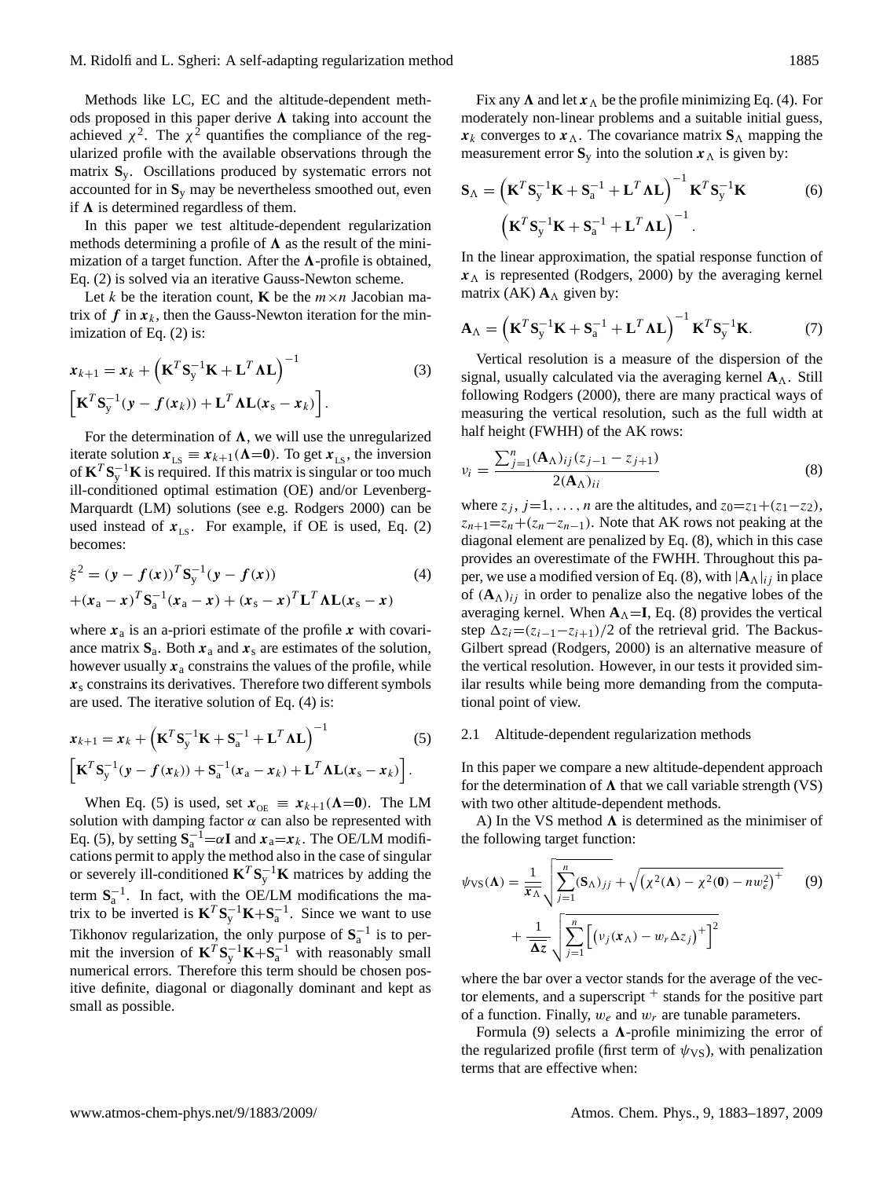Methods like LC, EC and the altitude-dependent methods proposed in this paper derive $\mathbf{\Lambda}$ taking into account the achieved $\chi^2$. The $\chi^2$ quantifies the compliance of the regularized profile with the available observations through the matrix $\mathbf{S}_\mathrm{y}$. Oscillations produced by systematic errors not accounted for in $\mathbf{S}_\mathrm{y}$ may be nevertheless smoothed out, even if $\mathbf{\Lambda}$ is determined regardless of them.

In this paper we test altitude-dependent regularization methods determining a profile of $\mathbf{\Lambda}$ as the result of the minimization of a target function. After the $\mathbf{\Lambda}$-profile is obtained, Eq. (2) is solved via an iterative Gauss-Newton scheme.

Let $k$ be the iteration count, $\mathbf{K}$ be the $m\times n$ Jacobian matrix of $\boldsymbol{f}$ in $\boldsymbol{x}_k$, then the Gauss-Newton iteration for the minimization of Eq. (2) is:

$$\boldsymbol{x}_{k+1} = \boldsymbol{x}_k + \left(\mathbf{K}^T\mathbf{S}_\mathrm{y}^{-1}\mathbf{K} + \mathbf{L}^T\mathbf{\Lambda}\mathbf{L}\right)^{-1} \left[\mathbf{K}^T\mathbf{S}_\mathrm{y}^{-1}(\boldsymbol{y} - \boldsymbol{f}(\boldsymbol{x}_k)) + \mathbf{L}^T\mathbf{\Lambda}\mathbf{L}(\boldsymbol{x}_\mathrm{s} - \boldsymbol{x}_k)\right]. \tag{3}$$

For the determination of $\mathbf{\Lambda}$, we will use the unregularized iterate solution $\boldsymbol{x}_\mathrm{LS} \equiv \boldsymbol{x}_{k+1}(\mathbf{\Lambda}=\mathbf{0})$. To get $\boldsymbol{x}_\mathrm{LS}$, the inversion of $\mathbf{K}^T\mathbf{S}_\mathrm{y}^{-1}\mathbf{K}$ is required. If this matrix is singular or too much ill-conditioned optimal estimation (OE) and/or Levenberg-Marquardt (LM) solutions (see e.g. Rodgers 2000) can be used instead of $\boldsymbol{x}_\mathrm{LS}$. For example, if OE is used, Eq. (2) becomes:

$$\xi^2 = (\boldsymbol{y} - \boldsymbol{f}(\boldsymbol{x}))^T\mathbf{S}_\mathrm{y}^{-1}(\boldsymbol{y} - \boldsymbol{f}(\boldsymbol{x})) + (\boldsymbol{x}_\mathrm{a} - \boldsymbol{x})^T\mathbf{S}_\mathrm{a}^{-1}(\boldsymbol{x}_\mathrm{a} - \boldsymbol{x}) + (\boldsymbol{x}_\mathrm{s} - \boldsymbol{x})^T\mathbf{L}^T\mathbf{\Lambda}\mathbf{L}(\boldsymbol{x}_\mathrm{s} - \boldsymbol{x}) \tag{4}$$

where $\boldsymbol{x}_\mathrm{a}$ is an a-priori estimate of the profile $\boldsymbol{x}$ with covariance matrix $\mathbf{S}_\mathrm{a}$. Both $\boldsymbol{x}_\mathrm{a}$ and $\boldsymbol{x}_\mathrm{s}$ are estimates of the solution, however usually $\boldsymbol{x}_\mathrm{a}$ constrains the values of the profile, while $\boldsymbol{x}_\mathrm{s}$ constrains its derivatives. Therefore two different symbols are used. The iterative solution of Eq. (4) is:

$$\boldsymbol{x}_{k+1} = \boldsymbol{x}_k + \left(\mathbf{K}^T\mathbf{S}_\mathrm{y}^{-1}\mathbf{K} + \mathbf{S}_\mathrm{a}^{-1} + \mathbf{L}^T\mathbf{\Lambda}\mathbf{L}\right)^{-1} \left[\mathbf{K}^T\mathbf{S}_\mathrm{y}^{-1}(\boldsymbol{y} - \boldsymbol{f}(\boldsymbol{x}_k)) + \mathbf{S}_\mathrm{a}^{-1}(\boldsymbol{x}_\mathrm{a} - \boldsymbol{x}_k) + \mathbf{L}^T\mathbf{\Lambda}\mathbf{L}(\boldsymbol{x}_\mathrm{s} - \boldsymbol{x}_k)\right]. \tag{5}$$

When Eq. (5) is used, set $\boldsymbol{x}_\mathrm{OE} \equiv \boldsymbol{x}_{k+1}(\mathbf{\Lambda}=\mathbf{0})$. The LM solution with damping factor $\alpha$ can also be represented with Eq. (5), by setting $\mathbf{S}_\mathrm{a}^{-1}=\alpha\mathbf{I}$ and $\boldsymbol{x}_\mathrm{a}=\boldsymbol{x}_k$. The OE/LM modifications permit to apply the method also in the case of singular or severely ill-conditioned $\mathbf{K}^T\mathbf{S}_\mathrm{y}^{-1}\mathbf{K}$ matrices by adding the term $\mathbf{S}_\mathrm{a}^{-1}$. In fact, with the OE/LM modifications the matrix to be inverted is $\mathbf{K}^T\mathbf{S}_\mathrm{y}^{-1}\mathbf{K}+\mathbf{S}_\mathrm{a}^{-1}$. Since we want to use Tikhonov regularization, the only purpose of $\mathbf{S}_\mathrm{a}^{-1}$ is to permit the inversion of $\mathbf{K}^T\mathbf{S}_\mathrm{y}^{-1}\mathbf{K}+\mathbf{S}_\mathrm{a}^{-1}$ with reasonably small numerical errors. Therefore this term should be chosen positive definite, diagonal or diagonally dominant and kept as small as possible.

Fix any $\mathbf{\Lambda}$ and let $\boldsymbol{x}_\Lambda$ be the profile minimizing Eq. (4). For moderately non-linear problems and a suitable initial guess, $\boldsymbol{x}_k$ converges to $\boldsymbol{x}_\Lambda$. The covariance matrix $\mathbf{S}_\Lambda$ mapping the measurement error $\mathbf{S}_\mathrm{y}$ into the solution $\boldsymbol{x}_\Lambda$ is given by:

$$\mathbf{S}_\Lambda = \left(\mathbf{K}^T\mathbf{S}_\mathrm{y}^{-1}\mathbf{K} + \mathbf{S}_\mathrm{a}^{-1} + \mathbf{L}^T\mathbf{\Lambda}\mathbf{L}\right)^{-1}\mathbf{K}^T\mathbf{S}_\mathrm{y}^{-1}\mathbf{K} \left(\mathbf{K}^T\mathbf{S}_\mathrm{y}^{-1}\mathbf{K} + \mathbf{S}_\mathrm{a}^{-1} + \mathbf{L}^T\mathbf{\Lambda}\mathbf{L}\right)^{-1}. \tag{6}$$

In the linear approximation, the spatial response function of $\boldsymbol{x}_\Lambda$ is represented (Rodgers, 2000) by the averaging kernel matrix (AK) $\mathbf{A}_\Lambda$ given by:

$$\mathbf{A}_\Lambda = \left(\mathbf{K}^T\mathbf{S}_\mathrm{y}^{-1}\mathbf{K} + \mathbf{S}_\mathrm{a}^{-1} + \mathbf{L}^T\mathbf{\Lambda}\mathbf{L}\right)^{-1}\mathbf{K}^T\mathbf{S}_\mathrm{y}^{-1}\mathbf{K}. \tag{7}$$

Vertical resolution is a measure of the dispersion of the signal, usually calculated via the averaging kernel $\mathbf{A}_\Lambda$. Still following Rodgers (2000), there are many practical ways of measuring the vertical resolution, such as the full width at half height (FWHH) of the AK rows:

$$\nu_i = \frac{\sum_{j=1}^n (\mathbf{A}_\Lambda)_{ij}(z_{j-1} - z_{j+1})}{2(\mathbf{A}_\Lambda)_{ii}} \tag{8}$$

where $z_j$, $j=1,\ldots,n$ are the altitudes, and $z_0=z_1+(z_1-z_2)$, $z_{n+1}=z_n+(z_n-z_{n-1})$. Note that AK rows not peaking at the diagonal element are penalized by Eq. (8), which in this case provides an overestimate of the FWHH. Throughout this paper, we use a modified version of Eq. (8), with $|\mathbf{A}_\Lambda|_{ij}$ in place of $(\mathbf{A}_\Lambda)_{ij}$ in order to penalize also the negative lobes of the averaging kernel. When $\mathbf{A}_\Lambda=\mathbf{I}$, Eq. (8) provides the vertical step $\Delta z_i=(z_{i-1}-z_{i+1})/2$ of the retrieval grid. The Backus-Gilbert spread (Rodgers, 2000) is an alternative measure of the vertical resolution. However, in our tests it provided similar results while being more demanding from the computational point of view.

### 2.1 Altitude-dependent regularization methods

In this paper we compare a new altitude-dependent approach for the determination of $\mathbf{\Lambda}$ that we call variable strength (VS) with two other altitude-dependent methods.

A) In the VS method $\mathbf{\Lambda}$ is determined as the minimiser of the following target function:

$$\psi_\mathrm{VS}(\mathbf{\Lambda}) = \frac{1}{\overline{\boldsymbol{x}_\Lambda}}\sqrt{\sum_{j=1}^n (\mathbf{S}_\Lambda)_{jj}} + \sqrt{\left(\chi^2(\mathbf{\Lambda}) - \chi^2(\mathbf{0}) - nw_e^2\right)^+} + \frac{1}{\overline{\boldsymbol{\Delta z}}}\sqrt{\sum_{j=1}^n \left[\left(\nu_j(\boldsymbol{x}_\Lambda) - w_r\Delta z_j\right)^+\right]^2} \tag{9}$$

where the bar over a vector stands for the average of the vector elements, and a superscript $^+$ stands for the positive part of a function. Finally, $w_e$ and $w_r$ are tunable parameters.

Formula (9) selects a $\mathbf{\Lambda}$-profile minimizing the error of the regularized profile (first term of $\psi_\mathrm{VS}$), with penalization terms that are effective when: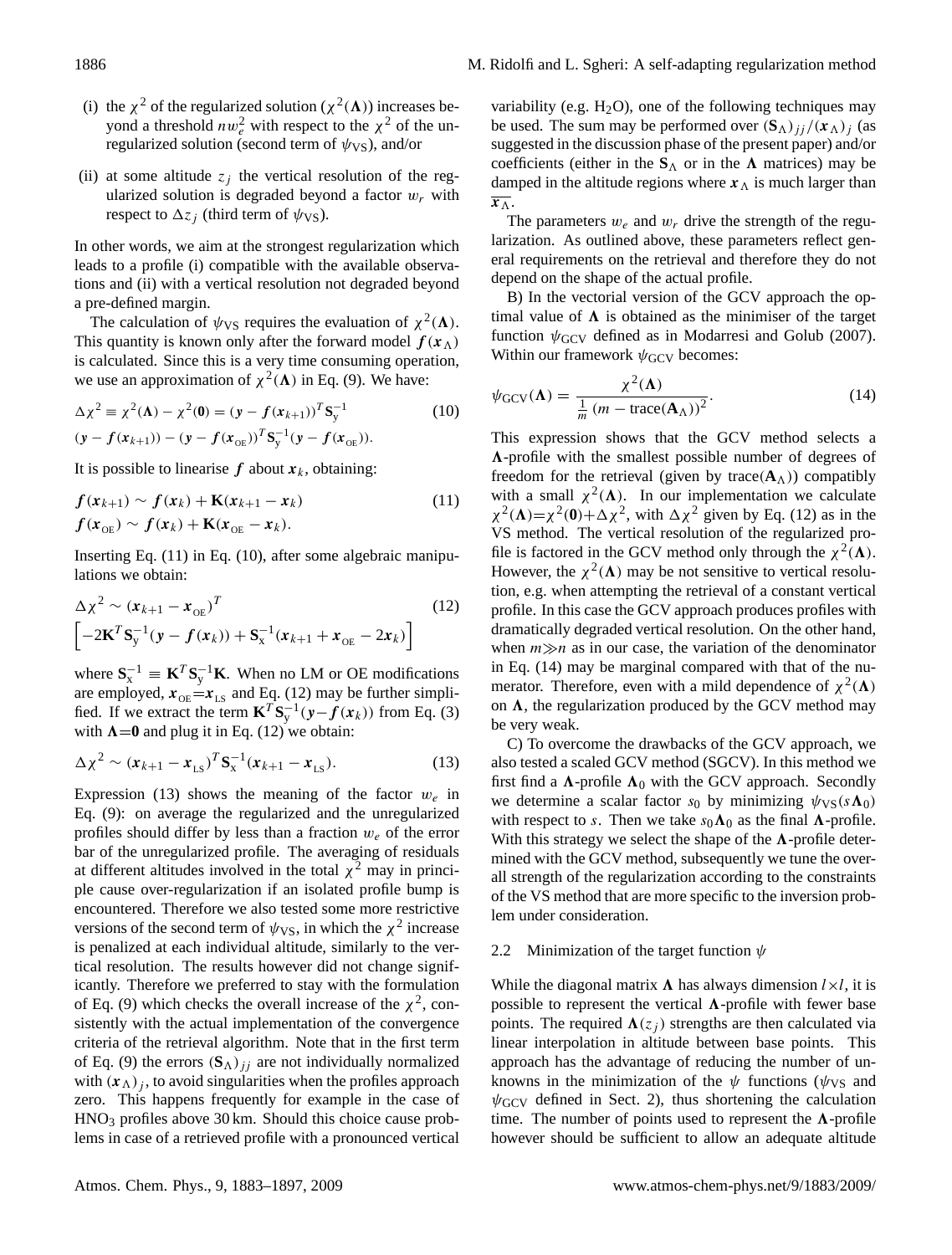(i) the $\chi^2$ of the regularized solution ($\chi^2(\mathbf{\Lambda})$) increases beyond a threshold $nw_e^2$ with respect to the $\chi^2$ of the unregularized solution (second term of $\psi_{\rm VS}$), and/or

(ii) at some altitude $z_j$ the vertical resolution of the regularized solution is degraded beyond a factor $w_r$ with respect to $\Delta z_j$ (third term of $\psi_{\rm VS}$).

In other words, we aim at the strongest regularization which leads to a profile (i) compatible with the available observations and (ii) with a vertical resolution not degraded beyond a pre-defined margin.

The calculation of $\psi_{\rm VS}$ requires the evaluation of $\chi^2(\mathbf{\Lambda})$. This quantity is known only after the forward model $\boldsymbol{f}(\boldsymbol{x}_\Lambda)$ is calculated. Since this is a very time consuming operation, we use an approximation of $\chi^2(\mathbf{\Lambda})$ in Eq. (9). We have:

$$\Delta\chi^2 \equiv \chi^2(\mathbf{\Lambda}) - \chi^2(\mathbf{0}) = (\boldsymbol{y} - \boldsymbol{f}(\boldsymbol{x}_{k+1}))^T \mathbf{S}_{\rm y}^{-1} (\boldsymbol{y} - \boldsymbol{f}(\boldsymbol{x}_{k+1})) - (\boldsymbol{y} - \boldsymbol{f}(\boldsymbol{x}_{\rm OE}))^T \mathbf{S}_{\rm y}^{-1} (\boldsymbol{y} - \boldsymbol{f}(\boldsymbol{x}_{\rm OE})). \tag{10}$$

It is possible to linearise $\boldsymbol{f}$ about $\boldsymbol{x}_k$, obtaining:

$$\begin{aligned} \boldsymbol{f}(\boldsymbol{x}_{k+1}) &\sim \boldsymbol{f}(\boldsymbol{x}_k) + \mathbf{K}(\boldsymbol{x}_{k+1} - \boldsymbol{x}_k) \\ \boldsymbol{f}(\boldsymbol{x}_{\rm OE}) &\sim \boldsymbol{f}(\boldsymbol{x}_k) + \mathbf{K}(\boldsymbol{x}_{\rm OE} - \boldsymbol{x}_k). \end{aligned} \tag{11}$$

Inserting Eq. (11) in Eq. (10), after some algebraic manipulations we obtain:

$$\Delta\chi^2 \sim (\boldsymbol{x}_{k+1} - \boldsymbol{x}_{\rm OE})^T \left[ -2\mathbf{K}^T \mathbf{S}_{\rm y}^{-1} (\boldsymbol{y} - \boldsymbol{f}(\boldsymbol{x}_k)) + \mathbf{S}_{\rm x}^{-1} (\boldsymbol{x}_{k+1} + \boldsymbol{x}_{\rm OE} - 2\boldsymbol{x}_k) \right] \tag{12}$$

where $\mathbf{S}_{\rm x}^{-1} \equiv \mathbf{K}^T \mathbf{S}_{\rm y}^{-1} \mathbf{K}$. When no LM or OE modifications are employed, $\boldsymbol{x}_{\rm OE} = \boldsymbol{x}_{\rm LS}$ and Eq. (12) may be further simplified. If we extract the term $\mathbf{K}^T \mathbf{S}_{\rm y}^{-1} (\boldsymbol{y} - \boldsymbol{f}(\boldsymbol{x}_k))$ from Eq. (3) with $\mathbf{\Lambda} = \mathbf{0}$ and plug it in Eq. (12) we obtain:

$$\Delta\chi^2 \sim (\boldsymbol{x}_{k+1} - \boldsymbol{x}_{\rm LS})^T \mathbf{S}_{\rm x}^{-1} (\boldsymbol{x}_{k+1} - \boldsymbol{x}_{\rm LS}). \tag{13}$$

Expression (13) shows the meaning of the factor $w_e$ in Eq. (9): on average the regularized and the unregularized profiles should differ by less than a fraction $w_e$ of the error bar of the unregularized profile. The averaging of residuals at different altitudes involved in the total $\chi^2$ may in principle cause over-regularization if an isolated profile bump is encountered. Therefore we also tested some more restrictive versions of the second term of $\psi_{\rm VS}$, in which the $\chi^2$ increase is penalized at each individual altitude, similarly to the vertical resolution. The results however did not change significantly. Therefore we preferred to stay with the formulation of Eq. (9) which checks the overall increase of the $\chi^2$, consistently with the actual implementation of the convergence criteria of the retrieval algorithm. Note that in the first term of Eq. (9) the errors $(\mathbf{S}_\Lambda)_{jj}$ are not individually normalized with $(\boldsymbol{x}_\Lambda)_j$, to avoid singularities when the profiles approach zero. This happens frequently for example in the case of $HNO_3$ profiles above 30 km. Should this choice cause problems in case of a retrieved profile with a pronounced vertical variability (e.g. $H_2O$), one of the following techniques may be used. The sum may be performed over $(\mathbf{S}_\Lambda)_{jj}/(\boldsymbol{x}_\Lambda)_j$ (as suggested in the discussion phase of the present paper) and/or coefficients (either in the $\mathbf{S}_\Lambda$ or in the $\mathbf{\Lambda}$ matrices) may be damped in the altitude regions where $\boldsymbol{x}_\Lambda$ is much larger than $\overline{\boldsymbol{x}_\Lambda}$.

The parameters $w_e$ and $w_r$ drive the strength of the regularization. As outlined above, these parameters reflect general requirements on the retrieval and therefore they do not depend on the shape of the actual profile.

B) In the vectorial version of the GCV approach the optimal value of $\mathbf{\Lambda}$ is obtained as the minimiser of the target function $\psi_{\rm GCV}$ defined as in Modarresi and Golub (2007). Within our framework $\psi_{\rm GCV}$ becomes:

$$\psi_{\rm GCV}(\mathbf{\Lambda}) = \frac{\chi^2(\mathbf{\Lambda})}{\frac{1}{m}\left(m - {\rm trace}(\mathbf{A}_\Lambda)\right)^2}. \tag{14}$$

This expression shows that the GCV method selects a $\mathbf{\Lambda}$-profile with the smallest possible number of degrees of freedom for the retrieval (given by trace($\mathbf{A}_\Lambda$)) compatibly with a small $\chi^2(\mathbf{\Lambda})$. In our implementation we calculate $\chi^2(\mathbf{\Lambda}) = \chi^2(\mathbf{0}) + \Delta\chi^2$, with $\Delta\chi^2$ given by Eq. (12) as in the VS method. The vertical resolution of the regularized profile is factored in the GCV method only through the $\chi^2(\mathbf{\Lambda})$. However, the $\chi^2(\mathbf{\Lambda})$ may be not sensitive to vertical resolution, e.g. when attempting the retrieval of a constant vertical profile. In this case the GCV approach produces profiles with dramatically degraded vertical resolution. On the other hand, when $m \gg n$ as in our case, the variation of the denominator in Eq. (14) may be marginal compared with that of the numerator. Therefore, even with a mild dependence of $\chi^2(\mathbf{\Lambda})$ on $\mathbf{\Lambda}$, the regularization produced by the GCV method may be very weak.

C) To overcome the drawbacks of the GCV approach, we also tested a scaled GCV method (SGCV). In this method we first find a $\mathbf{\Lambda}$-profile $\mathbf{\Lambda}_0$ with the GCV approach. Secondly we determine a scalar factor $s_0$ by minimizing $\psi_{\rm VS}(s\mathbf{\Lambda}_0)$ with respect to $s$. Then we take $s_0\mathbf{\Lambda}_0$ as the final $\mathbf{\Lambda}$-profile. With this strategy we select the shape of the $\mathbf{\Lambda}$-profile determined with the GCV method, subsequently we tune the overall strength of the regularization according to the constraints of the VS method that are more specific to the inversion problem under consideration.

### 2.2 Minimization of the target function $\psi$

While the diagonal matrix $\mathbf{\Lambda}$ has always dimension $l \times l$, it is possible to represent the vertical $\mathbf{\Lambda}$-profile with fewer base points. The required $\mathbf{\Lambda}(z_j)$ strengths are then calculated via linear interpolation in altitude between base points. This approach has the advantage of reducing the number of unknowns in the minimization of the $\psi$ functions ($\psi_{\rm VS}$ and $\psi_{\rm GCV}$ defined in Sect. 2), thus shortening the calculation time. The number of points used to represent the $\mathbf{\Lambda}$-profile however should be sufficient to allow an adequate altitude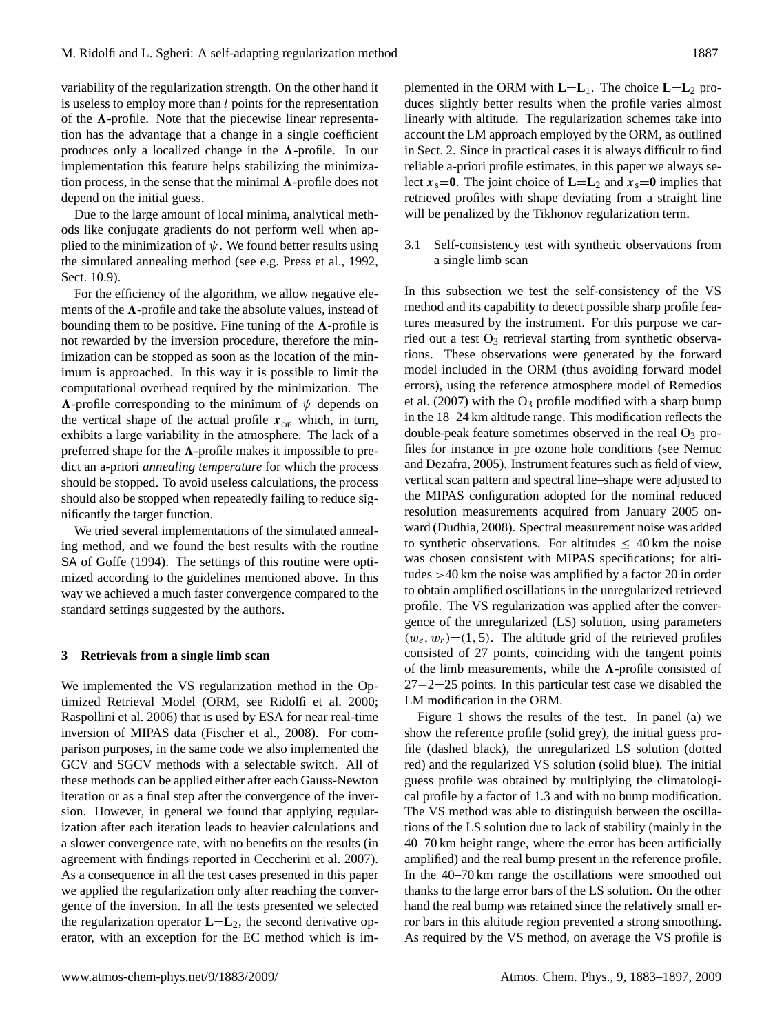variability of the regularization strength. On the other hand it is useless to employ more than $l$ points for the representation of the $\boldsymbol{\Lambda}$-profile. Note that the piecewise linear representation has the advantage that a change in a single coefficient produces only a localized change in the $\boldsymbol{\Lambda}$-profile. In our implementation this feature helps stabilizing the minimization process, in the sense that the minimal $\boldsymbol{\Lambda}$-profile does not depend on the initial guess.

Due to the large amount of local minima, analytical methods like conjugate gradients do not perform well when applied to the minimization of $\psi$. We found better results using the simulated annealing method (see e.g. Press et al., 1992, Sect. 10.9).

For the efficiency of the algorithm, we allow negative elements of the $\boldsymbol{\Lambda}$-profile and take the absolute values, instead of bounding them to be positive. Fine tuning of the $\boldsymbol{\Lambda}$-profile is not rewarded by the inversion procedure, therefore the minimization can be stopped as soon as the location of the minimum is approached. In this way it is possible to limit the computational overhead required by the minimization. The $\boldsymbol{\Lambda}$-profile corresponding to the minimum of $\psi$ depends on the vertical shape of the actual profile $\boldsymbol{x}_{\rm OE}$ which, in turn, exhibits a large variability in the atmosphere. The lack of a preferred shape for the $\boldsymbol{\Lambda}$-profile makes it impossible to predict an a-priori *annealing temperature* for which the process should be stopped. To avoid useless calculations, the process should also be stopped when repeatedly failing to reduce significantly the target function.

We tried several implementations of the simulated annealing method, and we found the best results with the routine SA of Goffe (1994). The settings of this routine were optimized according to the guidelines mentioned above. In this way we achieved a much faster convergence compared to the standard settings suggested by the authors.

## 3 Retrievals from a single limb scan

We implemented the VS regularization method in the Optimized Retrieval Model (ORM, see Ridolfi et al. 2000; Raspollini et al. 2006) that is used by ESA for near real-time inversion of MIPAS data (Fischer et al., 2008). For comparison purposes, in the same code we also implemented the GCV and SGCV methods with a selectable switch. All of these methods can be applied either after each Gauss-Newton iteration or as a final step after the convergence of the inversion. However, in general we found that applying regularization after each iteration leads to heavier calculations and a slower convergence rate, with no benefits on the results (in agreement with findings reported in Ceccherini et al. 2007). As a consequence in all the test cases presented in this paper we applied the regularization only after reaching the convergence of the inversion. In all the tests presented we selected the regularization operator $\mathbf{L}=\mathbf{L}_2$, the second derivative operator, with an exception for the EC method which is implemented in the ORM with $\mathbf{L}=\mathbf{L}_1$. The choice $\mathbf{L}=\mathbf{L}_2$ produces slightly better results when the profile varies almost linearly with altitude. The regularization schemes take into account the LM approach employed by the ORM, as outlined in Sect. 2. Since in practical cases it is always difficult to find reliable a-priori profile estimates, in this paper we always select $\boldsymbol{x}_{\rm s}=\mathbf{0}$. The joint choice of $\mathbf{L}=\mathbf{L}_2$ and $\boldsymbol{x}_{\rm s}=\mathbf{0}$ implies that retrieved profiles with shape deviating from a straight line will be penalized by the Tikhonov regularization term.

### 3.1 Self-consistency test with synthetic observations from a single limb scan

In this subsection we test the self-consistency of the VS method and its capability to detect possible sharp profile features measured by the instrument. For this purpose we carried out a test $O_3$ retrieval starting from synthetic observations. These observations were generated by the forward model included in the ORM (thus avoiding forward model errors), using the reference atmosphere model of Remedios et al. (2007) with the $O_3$ profile modified with a sharp bump in the 18–24 km altitude range. This modification reflects the double-peak feature sometimes observed in the real $O_3$ profiles for instance in pre ozone hole conditions (see Nemuc and Dezafra, 2005). Instrument features such as field of view, vertical scan pattern and spectral line–shape were adjusted to the MIPAS configuration adopted for the nominal reduced resolution measurements acquired from January 2005 onward (Dudhia, 2008). Spectral measurement noise was added to synthetic observations. For altitudes $\leq$ 40 km the noise was chosen consistent with MIPAS specifications; for altitudes $>$40 km the noise was amplified by a factor 20 in order to obtain amplified oscillations in the unregularized retrieved profile. The VS regularization was applied after the convergence of the unregularized (LS) solution, using parameters $(w_e, w_r)=(1,5)$. The altitude grid of the retrieved profiles consisted of 27 points, coinciding with the tangent points of the limb measurements, while the $\boldsymbol{\Lambda}$-profile consisted of $27-2=25$ points. In this particular test case we disabled the LM modification in the ORM.

Figure 1 shows the results of the test. In panel (a) we show the reference profile (solid grey), the initial guess profile (dashed black), the unregularized LS solution (dotted red) and the regularized VS solution (solid blue). The initial guess profile was obtained by multiplying the climatological profile by a factor of 1.3 and with no bump modification. The VS method was able to distinguish between the oscillations of the LS solution due to lack of stability (mainly in the 40–70 km height range, where the error has been artificially amplified) and the real bump present in the reference profile. In the 40–70 km range the oscillations were smoothed out thanks to the large error bars of the LS solution. On the other hand the real bump was retained since the relatively small error bars in this altitude region prevented a strong smoothing. As required by the VS method, on average the VS profile is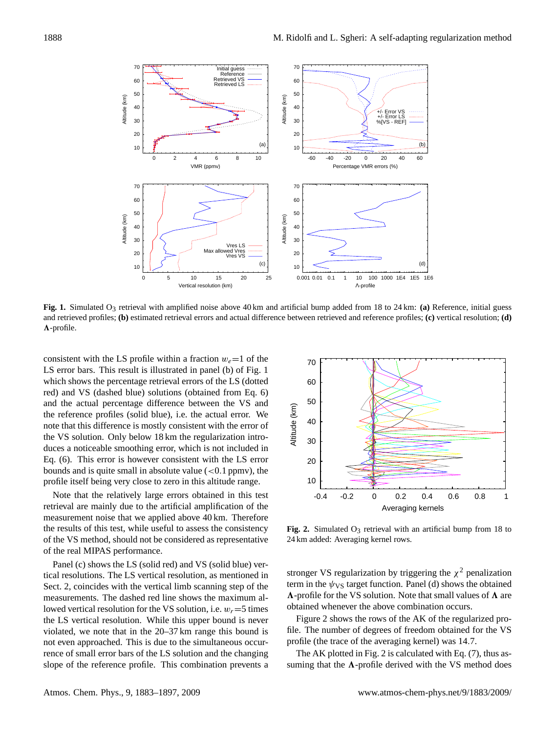**Fig. 1.** Simulated $O_3$ retrieval with amplified noise above 40 km and artificial bump added from 18 to 24 km: **(a)** Reference, initial guess and retrieved profiles; **(b)** estimated retrieval errors and actual difference between retrieved and reference profiles; **(c)** vertical resolution; **(d)** $\mathbf{\Lambda}$-profile.

consistent with the LS profile within a fraction $w_e$=1 of the LS error bars. This result is illustrated in panel (b) of Fig. 1 which shows the percentage retrieval errors of the LS (dotted red) and VS (dashed blue) solutions (obtained from Eq. 6) and the actual percentage difference between the VS and the reference profiles (solid blue), i.e. the actual error. We note that this difference is mostly consistent with the error of the VS solution. Only below 18 km the regularization introduces a noticeable smoothing error, which is not included in Eq. (6). This error is however consistent with the LS error bounds and is quite small in absolute value (<0.1 ppmv), the profile itself being very close to zero in this altitude range.

Note that the relatively large errors obtained in this test retrieval are mainly due to the artificial amplification of the measurement noise that we applied above 40 km. Therefore the results of this test, while useful to assess the consistency of the VS method, should not be considered as representative of the real MIPAS performance.

Panel (c) shows the LS (solid red) and VS (solid blue) vertical resolutions. The LS vertical resolution, as mentioned in Sect. 2, coincides with the vertical limb scanning step of the measurements. The dashed red line shows the maximum allowed vertical resolution for the VS solution, i.e. $w_r$=5 times the LS vertical resolution. While this upper bound is never violated, we note that in the 20–37 km range this bound is not even approached. This is due to the simultaneous occurrence of small error bars of the LS solution and the changing slope of the reference profile. This combination prevents a stronger VS regularization by triggering the $\chi^2$ penalization term in the $\psi_{\mathrm{VS}}$ target function. Panel (d) shows the obtained $\mathbf{\Lambda}$-profile for the VS solution. Note that small values of $\mathbf{\Lambda}$ are obtained whenever the above combination occurs.

**Fig. 2.** Simulated $O_3$ retrieval with an artificial bump from 18 to 24 km added: Averaging kernel rows.

Figure 2 shows the rows of the AK of the regularized profile. The number of degrees of freedom obtained for the VS profile (the trace of the averaging kernel) was 14.7.

The AK plotted in Fig. 2 is calculated with Eq. (7), thus assuming that the $\mathbf{\Lambda}$-profile derived with the VS method does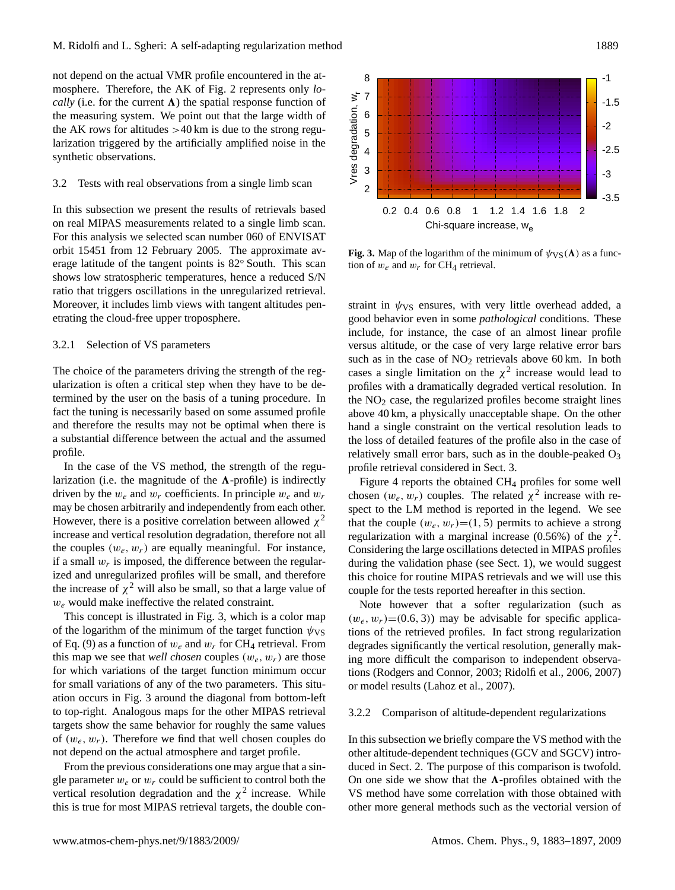not depend on the actual VMR profile encountered in the atmosphere. Therefore, the AK of Fig. 2 represents only *locally* (i.e. for the current $\mathbf{\Lambda}$) the spatial response function of the measuring system. We point out that the large width of the AK rows for altitudes >40 km is due to the strong regularization triggered by the artificially amplified noise in the synthetic observations.

### 3.2 Tests with real observations from a single limb scan

In this subsection we present the results of retrievals based on real MIPAS measurements related to a single limb scan. For this analysis we selected scan number 060 of ENVISAT orbit 15451 from 12 February 2005. The approximate average latitude of the tangent points is 82° South. This scan shows low stratospheric temperatures, hence a reduced S/N ratio that triggers oscillations in the unregularized retrieval. Moreover, it includes limb views with tangent altitudes penetrating the cloud-free upper troposphere.

#### 3.2.1 Selection of VS parameters

The choice of the parameters driving the strength of the regularization is often a critical step when they have to be determined by the user on the basis of a tuning procedure. In fact the tuning is necessarily based on some assumed profile and therefore the results may not be optimal when there is a substantial difference between the actual and the assumed profile.

In the case of the VS method, the strength of the regularization (i.e. the magnitude of the $\mathbf{\Lambda}$-profile) is indirectly driven by the $w_e$ and $w_r$ coefficients. In principle $w_e$ and $w_r$ may be chosen arbitrarily and independently from each other. However, there is a positive correlation between allowed $\chi^2$ increase and vertical resolution degradation, therefore not all the couples $(w_e, w_r)$ are equally meaningful. For instance, if a small $w_r$ is imposed, the difference between the regularized and unregularized profiles will be small, and therefore the increase of $\chi^2$ will also be small, so that a large value of $w_e$ would make ineffective the related constraint.

This concept is illustrated in Fig. 3, which is a color map of the logarithm of the minimum of the target function $\psi_{\mathrm{VS}}$ of Eq. (9) as a function of $w_e$ and $w_r$ for $CH_4$ retrieval. From this map we see that *well chosen* couples $(w_e, w_r)$ are those for which variations of the target function minimum occur for small variations of any of the two parameters. This situation occurs in Fig. 3 around the diagonal from bottom-left to top-right. Analogous maps for the other MIPAS retrieval targets show the same behavior for roughly the same values of $(w_e, w_r)$. Therefore we find that well chosen couples do not depend on the actual atmosphere and target profile.

From the previous considerations one may argue that a single parameter $w_e$ or $w_r$ could be sufficient to control both the vertical resolution degradation and the $\chi^2$ increase. While this is true for most MIPAS retrieval targets, the double constraint in $\psi_{\mathrm{VS}}$ ensures, with very little overhead added, a good behavior even in some *pathological* conditions. These include, for instance, the case of an almost linear profile versus altitude, or the case of very large relative error bars such as in the case of $NO_2$ retrievals above 60 km. In both cases a single limitation on the $\chi^2$ increase would lead to profiles with a dramatically degraded vertical resolution. In the $NO_2$ case, the regularized profiles become straight lines above 40 km, a physically unacceptable shape. On the other hand a single constraint on the vertical resolution leads to the loss of detailed features of the profile also in the case of relatively small error bars, such as in the double-peaked $O_3$ profile retrieval considered in Sect. 3.

**Fig. 3.** Map of the logarithm of the minimum of $\psi_{\mathrm{VS}}(\mathbf{\Lambda})$ as a function of $w_e$ and $w_r$ for $CH_4$ retrieval.

Figure 4 reports the obtained $CH_4$ profiles for some well chosen $(w_e, w_r)$ couples. The related $\chi^2$ increase with respect to the LM method is reported in the legend. We see that the couple $(w_e, w_r)=(1, 5)$ permits to achieve a strong regularization with a marginal increase (0.56%) of the $\chi^2$. Considering the large oscillations detected in MIPAS profiles during the validation phase (see Sect. 1), we would suggest this choice for routine MIPAS retrievals and we will use this couple for the tests reported hereafter in this section.

Note however that a softer regularization (such as $(w_e, w_r)=(0.6, 3)$) may be advisable for specific applications of the retrieved profiles. In fact strong regularization degrades significantly the vertical resolution, generally making more difficult the comparison to independent observations (Rodgers and Connor, 2003; Ridolfi et al., 2006, 2007) or model results (Lahoz et al., 2007).

#### 3.2.2 Comparison of altitude-dependent regularizations

In this subsection we briefly compare the VS method with the other altitude-dependent techniques (GCV and SGCV) introduced in Sect. 2. The purpose of this comparison is twofold. On one side we show that the $\mathbf{\Lambda}$-profiles obtained with the VS method have some correlation with those obtained with other more general methods such as the vectorial version of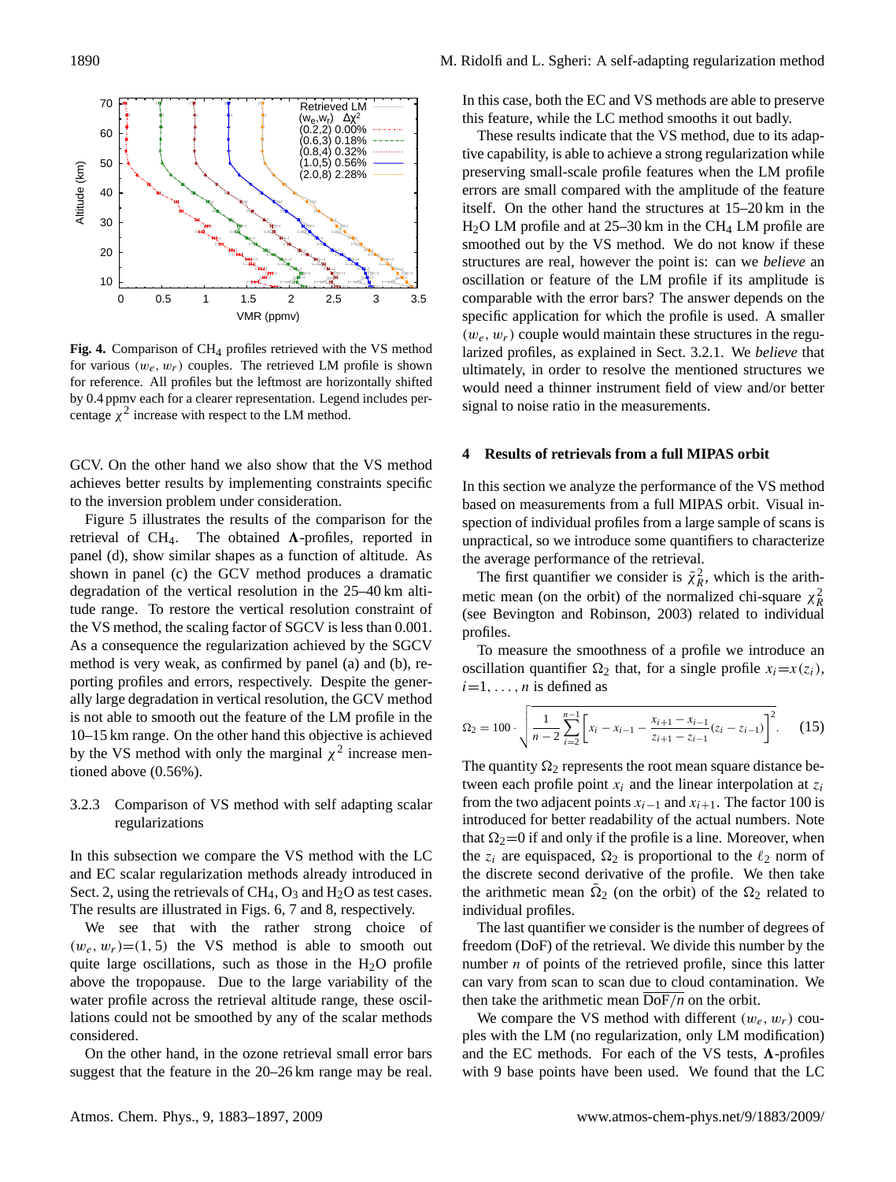**Fig. 4.** Comparison of $CH_4$ profiles retrieved with the VS method for various $(w_e, w_r)$ couples. The retrieved LM profile is shown for reference. All profiles but the leftmost are horizontally shifted by 0.4 ppmv each for a clearer representation. Legend includes percentage $\chi^2$ increase with respect to the LM method.

GCV. On the other hand we also show that the VS method achieves better results by implementing constraints specific to the inversion problem under consideration.

Figure 5 illustrates the results of the comparison for the retrieval of $CH_4$. The obtained $\mathbf{\Lambda}$-profiles, reported in panel (d), show similar shapes as a function of altitude. As shown in panel (c) the GCV method produces a dramatic degradation of the vertical resolution in the 25–40 km altitude range. To restore the vertical resolution constraint of the VS method, the scaling factor of SGCV is less than 0.001. As a consequence the regularization achieved by the SGCV method is very weak, as confirmed by panel (a) and (b), reporting profiles and errors, respectively. Despite the generally large degradation in vertical resolution, the GCV method is not able to smooth out the feature of the LM profile in the 10–15 km range. On the other hand this objective is achieved by the VS method with only the marginal $\chi^2$ increase mentioned above (0.56%).

### 3.2.3 Comparison of VS method with self adapting scalar regularizations

In this subsection we compare the VS method with the LC and EC scalar regularization methods already introduced in Sect. 2, using the retrievals of $CH_4$, $O_3$ and $H_2O$ as test cases. The results are illustrated in Figs. 6, 7 and 8, respectively.

We see that with the rather strong choice of $(w_e, w_r)=(1, 5)$ the VS method is able to smooth out quite large oscillations, such as those in the $H_2O$ profile above the tropopause. Due to the large variability of the water profile across the retrieval altitude range, these oscillations could not be smoothed by any of the scalar methods considered.

On the other hand, in the ozone retrieval small error bars suggest that the feature in the 20–26 km range may be real. In this case, both the EC and VS methods are able to preserve this feature, while the LC method smooths it out badly.

These results indicate that the VS method, due to its adaptive capability, is able to achieve a strong regularization while preserving small-scale profile features when the LM profile errors are small compared with the amplitude of the feature itself. On the other hand the structures at 15–20 km in the $H_2O$ LM profile and at 25–30 km in the $CH_4$ LM profile are smoothed out by the VS method. We do not know if these structures are real, however the point is: can we *believe* an oscillation or feature of the LM profile if its amplitude is comparable with the error bars? The answer depends on the specific application for which the profile is used. A smaller $(w_e, w_r)$ couple would maintain these structures in the regularized profiles, as explained in Sect. 3.2.1. We *believe* that ultimately, in order to resolve the mentioned structures we would need a thinner instrument field of view and/or better signal to noise ratio in the measurements.

## 4 Results of retrievals from a full MIPAS orbit

In this section we analyze the performance of the VS method based on measurements from a full MIPAS orbit. Visual inspection of individual profiles from a large sample of scans is unpractical, so we introduce some quantifiers to characterize the average performance of the retrieval.

The first quantifier we consider is $\bar{\chi}^2_R$, which is the arithmetic mean (on the orbit) of the normalized chi-square $\chi^2_R$ (see Bevington and Robinson, 2003) related to individual profiles.

To measure the smoothness of a profile we introduce an oscillation quantifier $\Omega_2$ that, for a single profile $x_i=x(z_i)$, $i=1,\ldots,n$ is defined as

$$\Omega_2 = 100 \cdot \sqrt{\frac{1}{n-2}\sum_{i=2}^{n-1}\left[x_i - x_{i-1} - \frac{x_{i+1}-x_{i-1}}{z_{i+1}-z_{i-1}}(z_i - z_{i-1})\right]^2}. \qquad (15)$$

The quantity $\Omega_2$ represents the root mean square distance between each profile point $x_i$ and the linear interpolation at $z_i$ from the two adjacent points $x_{i-1}$ and $x_{i+1}$. The factor 100 is introduced for better readability of the actual numbers. Note that $\Omega_2=0$ if and only if the profile is a line. Moreover, when the $z_i$ are equispaced, $\Omega_2$ is proportional to the $\ell_2$ norm of the discrete second derivative of the profile. We then take the arithmetic mean $\bar{\Omega}_2$ (on the orbit) of the $\Omega_2$ related to individual profiles.

The last quantifier we consider is the number of degrees of freedom (DoF) of the retrieval. We divide this number by the number $n$ of points of the retrieved profile, since this latter can vary from scan to scan due to cloud contamination. We then take the arithmetic mean $\overline{\mathrm{DoF}/n}$ on the orbit.

We compare the VS method with different $(w_e, w_r)$ couples with the LM (no regularization, only LM modification) and the EC methods. For each of the VS tests, $\mathbf{\Lambda}$-profiles with 9 base points have been used. We found that the LC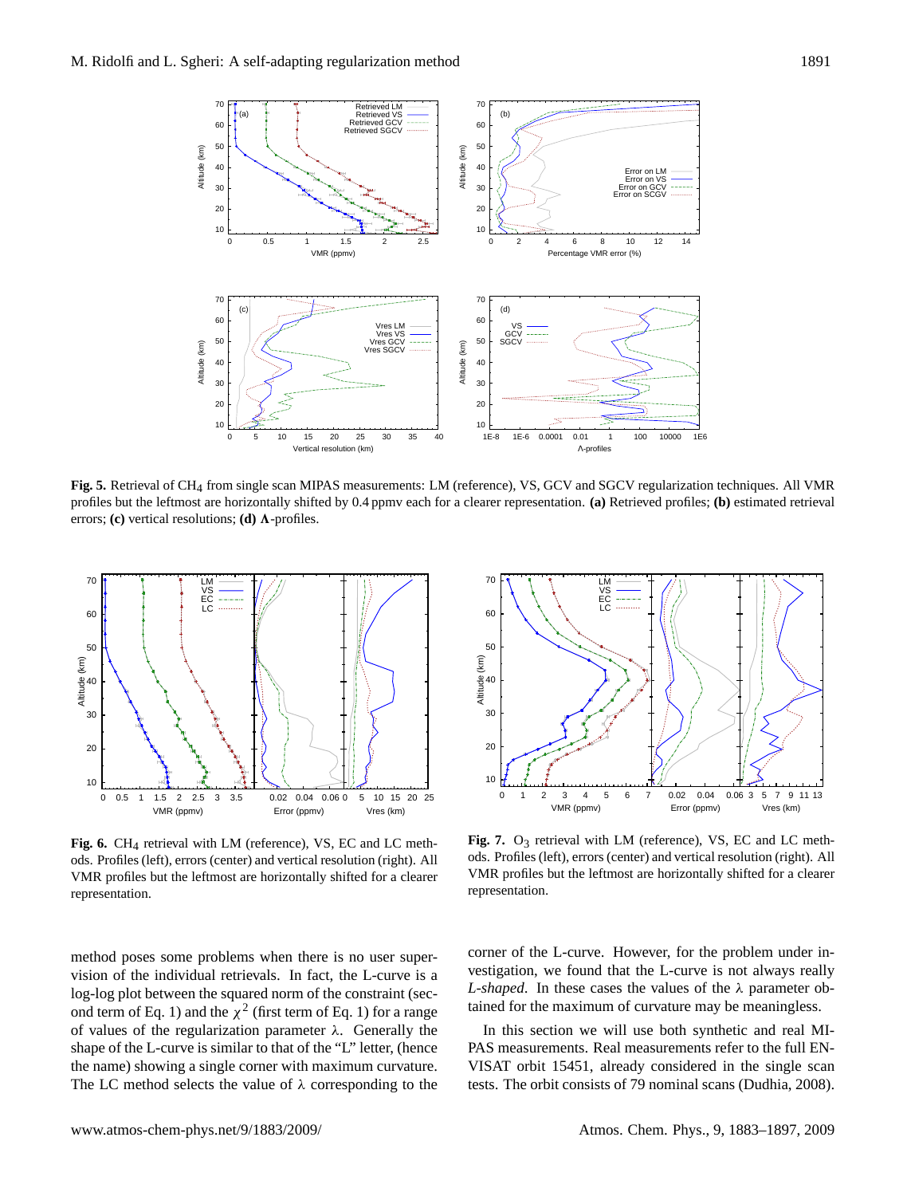**Fig. 5.** Retrieval of $CH_4$ from single scan MIPAS measurements: LM (reference), VS, GCV and SGCV regularization techniques. All VMR profiles but the leftmost are horizontally shifted by 0.4 ppmv each for a clearer representation. **(a)** Retrieved profiles; **(b)** estimated retrieval errors; **(c)** vertical resolutions; **(d)** $\boldsymbol{\Lambda}$-profiles.

**Fig. 6.** $CH_4$ retrieval with LM (reference), VS, EC and LC methods. Profiles (left), errors (center) and vertical resolution (right). All VMR profiles but the leftmost are horizontally shifted for a clearer representation.

**Fig. 7.** $O_3$ retrieval with LM (reference), VS, EC and LC methods. Profiles (left), errors (center) and vertical resolution (right). All VMR profiles but the leftmost are horizontally shifted for a clearer representation.

method poses some problems when there is no user supervision of the individual retrievals. In fact, the L-curve is a log-log plot between the squared norm of the constraint (second term of Eq. 1) and the $\chi^2$ (first term of Eq. 1) for a range of values of the regularization parameter $\lambda$. Generally the shape of the L-curve is similar to that of the "L" letter, (hence the name) showing a single corner with maximum curvature. The LC method selects the value of $\lambda$ corresponding to the corner of the L-curve. However, for the problem under investigation, we found that the L-curve is not always really *L-shaped*. In these cases the values of the $\lambda$ parameter obtained for the maximum of curvature may be meaningless.

In this section we will use both synthetic and real MIPAS measurements. Real measurements refer to the full ENVISAT orbit 15451, already considered in the single scan tests. The orbit consists of 79 nominal scans (Dudhia, 2008).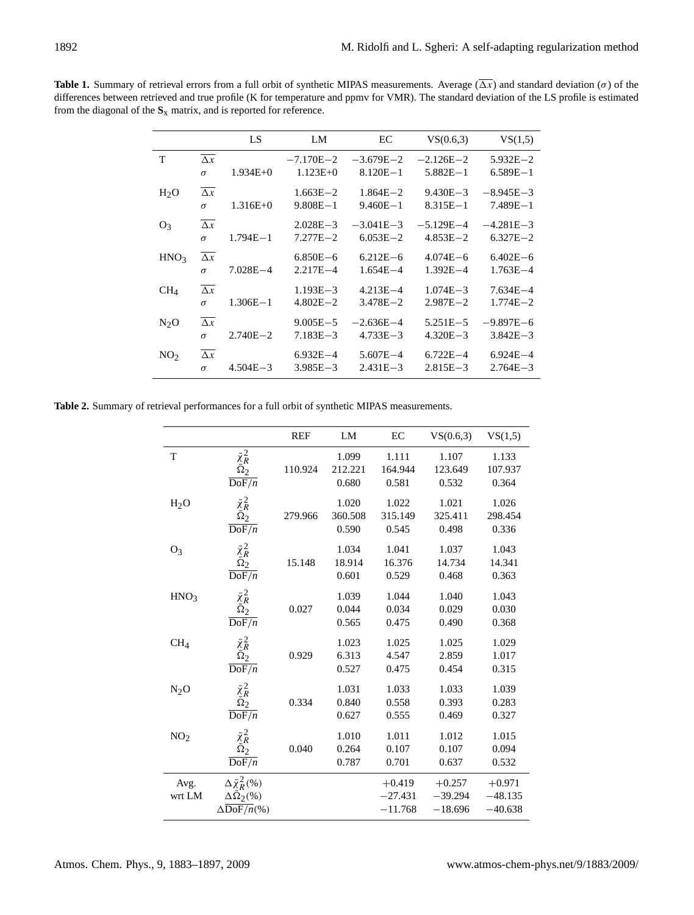**Table 1.** Summary of retrieval errors from a full orbit of synthetic MIPAS measurements. Average ($\overline{\Delta x}$) and standard deviation ($\sigma$) of the differences between retrieved and true profile (K for temperature and ppmv for VMR). The standard deviation of the LS profile is estimated from the diagonal of the $\mathbf{S}_x$ matrix, and is reported for reference.

| | | LS | LM | EC | VS(0.6,3) | VS(1,5) |
|---|---|---|---|---|---|---|
| T | $\overline{\Delta x}$ | | $-7.170$E$-2$ | $-3.679$E$-2$ | $-2.126$E$-2$ | 5.932E$-2$ |
| | $\sigma$ | 1.934E+0 | 1.123E+0 | 8.120E$-1$ | 5.882E$-1$ | 6.589E$-1$ |
| $H_2O$ | $\overline{\Delta x}$ | | 1.663E$-2$ | 1.864E$-2$ | 9.430E$-3$ | $-8.945$E$-3$ |
| | $\sigma$ | 1.316E+0 | 9.808E$-1$ | 9.460E$-1$ | 8.315E$-1$ | 7.489E$-1$ |
| $O_3$ | $\overline{\Delta x}$ | | 2.028E$-3$ | $-3.041$E$-3$ | $-5.129$E$-4$ | $-4.281$E$-3$ |
| | $\sigma$ | 1.794E$-1$ | 7.277E$-2$ | 6.053E$-2$ | 4.853E$-2$ | 6.327E$-2$ |
| $HNO_3$ | $\overline{\Delta x}$ | | 6.850E$-6$ | 6.212E$-6$ | 4.074E$-6$ | 6.402E$-6$ |
| | $\sigma$ | 7.028E$-4$ | 2.217E$-4$ | 1.654E$-4$ | 1.392E$-4$ | 1.763E$-4$ |
| $CH_4$ | $\overline{\Delta x}$ | | 1.193E$-3$ | 4.213E$-4$ | 1.074E$-3$ | 7.634E$-4$ |
| | $\sigma$ | 1.306E$-1$ | 4.802E$-2$ | 3.478E$-2$ | 2.987E$-2$ | 1.774E$-2$ |
| $N_2O$ | $\overline{\Delta x}$ | | 9.005E$-5$ | $-2.636$E$-4$ | 5.251E$-5$ | $-9.897$E$-6$ |
| | $\sigma$ | 2.740E$-2$ | 7.183E$-3$ | 4.733E$-3$ | 4.320E$-3$ | 3.842E$-3$ |
| $NO_2$ | $\overline{\Delta x}$ | | 6.932E$-4$ | 5.607E$-4$ | 6.722E$-4$ | 6.924E$-4$ |
| | $\sigma$ | 4.504E$-3$ | 3.985E$-3$ | 2.431E$-3$ | 2.815E$-3$ | 2.764E$-3$ |

**Table 2.** Summary of retrieval performances for a full orbit of synthetic MIPAS measurements.

| | | REF | LM | EC | VS(0.6,3) | VS(1,5) |
|---|---|---|---|---|---|---|
| T | $\bar{\chi}_R^2$ | | 1.099 | 1.111 | 1.107 | 1.133 |
| | $\bar{\Omega}_2$ | 110.924 | 212.221 | 164.944 | 123.649 | 107.937 |
| | $\overline{\text{DoF}/n}$ | | 0.680 | 0.581 | 0.532 | 0.364 |
| $H_2O$ | $\bar{\chi}_R^2$ | | 1.020 | 1.022 | 1.021 | 1.026 |
| | $\bar{\Omega}_2$ | 279.966 | 360.508 | 315.149 | 325.411 | 298.454 |
| | $\overline{\text{DoF}/n}$ | | 0.590 | 0.545 | 0.498 | 0.336 |
| $O_3$ | $\bar{\chi}_R^2$ | | 1.034 | 1.041 | 1.037 | 1.043 |
| | $\bar{\Omega}_2$ | 15.148 | 18.914 | 16.376 | 14.734 | 14.341 |
| | $\overline{\text{DoF}/n}$ | | 0.601 | 0.529 | 0.468 | 0.363 |
| $HNO_3$ | $\bar{\chi}_R^2$ | | 1.039 | 1.044 | 1.040 | 1.043 |
| | $\bar{\Omega}_2$ | 0.027 | 0.044 | 0.034 | 0.029 | 0.030 |
| | $\overline{\text{DoF}/n}$ | | 0.565 | 0.475 | 0.490 | 0.368 |
| $CH_4$ | $\bar{\chi}_R^2$ | | 1.023 | 1.025 | 1.025 | 1.029 |
| | $\bar{\Omega}_2$ | 0.929 | 6.313 | 4.547 | 2.859 | 1.017 |
| | $\overline{\text{DoF}/n}$ | | 0.527 | 0.475 | 0.454 | 0.315 |
| $N_2O$ | $\bar{\chi}_R^2$ | | 1.031 | 1.033 | 1.033 | 1.039 |
| | $\bar{\Omega}_2$ | 0.334 | 0.840 | 0.558 | 0.393 | 0.283 |
| | $\overline{\text{DoF}/n}$ | | 0.627 | 0.555 | 0.469 | 0.327 |
| $NO_2$ | $\bar{\chi}_R^2$ | | 1.010 | 1.011 | 1.012 | 1.015 |
| | $\bar{\Omega}_2$ | 0.040 | 0.264 | 0.107 | 0.107 | 0.094 |
| | $\overline{\text{DoF}/n}$ | | 0.787 | 0.701 | 0.637 | 0.532 |
| Avg. wrt LM | $\Delta\bar{\chi}_R^2$(%) | | | +0.419 | +0.257 | +0.971 |
| | $\Delta\bar{\Omega}_2$(%) | | | $-27.431$ | $-39.294$ | $-48.135$ |
| | $\Delta\overline{\text{DoF}/n}$(%) | | | $-11.768$ | $-18.696$ | $-40.638$ |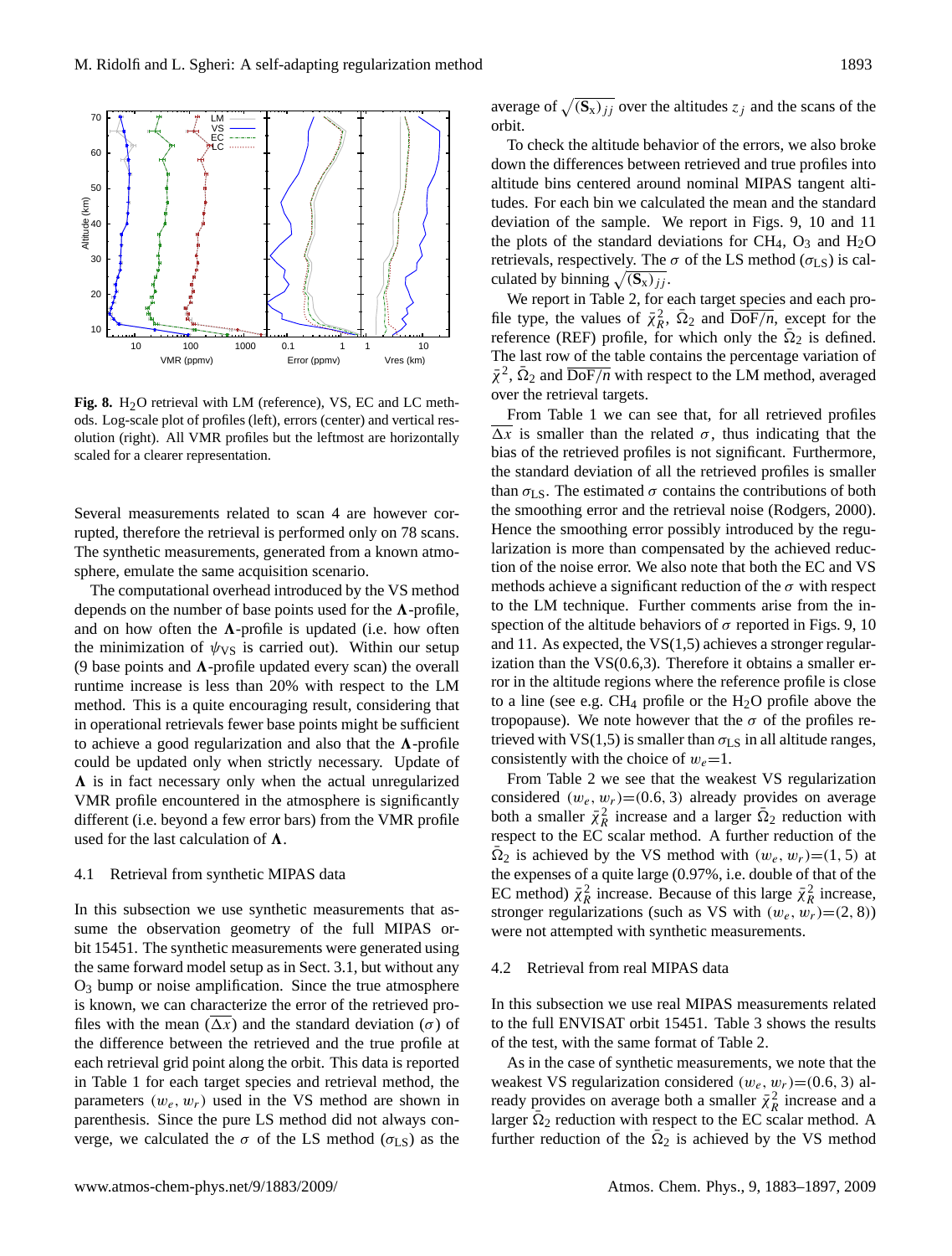**Fig. 8.** $H_2O$ retrieval with LM (reference), VS, EC and LC methods. Log-scale plot of profiles (left), errors (center) and vertical resolution (right). All VMR profiles but the leftmost are horizontally scaled for a clearer representation.

Several measurements related to scan 4 are however corrupted, therefore the retrieval is performed only on 78 scans. The synthetic measurements, generated from a known atmosphere, emulate the same acquisition scenario.

The computational overhead introduced by the VS method depends on the number of base points used for the $\mathbf{\Lambda}$-profile, and on how often the $\mathbf{\Lambda}$-profile is updated (i.e. how often the minimization of $\psi_{\mathrm{VS}}$ is carried out). Within our setup (9 base points and $\mathbf{\Lambda}$-profile updated every scan) the overall runtime increase is less than 20% with respect to the LM method. This is a quite encouraging result, considering that in operational retrievals fewer base points might be sufficient to achieve a good regularization and also that the $\mathbf{\Lambda}$-profile could be updated only when strictly necessary. Update of $\mathbf{\Lambda}$ is in fact necessary only when the actual unregularized VMR profile encountered in the atmosphere is significantly different (i.e. beyond a few error bars) from the VMR profile used for the last calculation of $\mathbf{\Lambda}$.

### 4.1 Retrieval from synthetic MIPAS data

In this subsection we use synthetic measurements that assume the observation geometry of the full MIPAS orbit 15451. The synthetic measurements were generated using the same forward model setup as in Sect. 3.1, but without any $O_3$ bump or noise amplification. Since the true atmosphere is known, we can characterize the error of the retrieved profiles with the mean ($\overline{\Delta x}$) and the standard deviation ($\sigma$) of the difference between the retrieved and the true profile at each retrieval grid point along the orbit. This data is reported in Table 1 for each target species and retrieval method, the parameters $(w_e, w_r)$ used in the VS method are shown in parenthesis. Since the pure LS method did not always converge, we calculated the $\sigma$ of the LS method ($\sigma_{\mathrm{LS}}$) as the average of $\sqrt{(\mathbf{S}_x)_{jj}}$ over the altitudes $z_j$ and the scans of the orbit.

To check the altitude behavior of the errors, we also broke down the differences between retrieved and true profiles into altitude bins centered around nominal MIPAS tangent altitudes. For each bin we calculated the mean and the standard deviation of the sample. We report in Figs. 9, 10 and 11 the plots of the standard deviations for $CH_4$, $O_3$ and $H_2O$ retrievals, respectively. The $\sigma$ of the LS method ($\sigma_{\mathrm{LS}}$) is calculated by binning $\sqrt{(\mathbf{S}_x)_{jj}}$.

We report in Table 2, for each target species and each profile type, the values of $\bar{\chi}^2_R$, $\bar{\Omega}_2$ and $\overline{\mathrm{DoF}/n}$, except for the reference (REF) profile, for which only the $\bar{\Omega}_2$ is defined. The last row of the table contains the percentage variation of $\bar{\chi}^2$, $\bar{\Omega}_2$ and $\overline{\mathrm{DoF}/n}$ with respect to the LM method, averaged over the retrieval targets.

From Table 1 we can see that, for all retrieved profiles $\overline{\Delta x}$ is smaller than the related $\sigma$, thus indicating that the bias of the retrieved profiles is not significant. Furthermore, the standard deviation of all the retrieved profiles is smaller than $\sigma_{\mathrm{LS}}$. The estimated $\sigma$ contains the contributions of both the smoothing error and the retrieval noise (Rodgers, 2000). Hence the smoothing error possibly introduced by the regularization is more than compensated by the achieved reduction of the noise error. We also note that both the EC and VS methods achieve a significant reduction of the $\sigma$ with respect to the LM technique. Further comments arise from the inspection of the altitude behaviors of $\sigma$ reported in Figs. 9, 10 and 11. As expected, the VS(1,5) achieves a stronger regularization than the VS(0.6,3). Therefore it obtains a smaller error in the altitude regions where the reference profile is close to a line (see e.g. $CH_4$ profile or the $H_2O$ profile above the tropopause). We note however that the $\sigma$ of the profiles retrieved with VS(1,5) is smaller than $\sigma_{\mathrm{LS}}$ in all altitude ranges, consistently with the choice of $w_e$=1.

From Table 2 we see that the weakest VS regularization considered $(w_e, w_r)$=(0.6, 3) already provides on average both a smaller $\bar{\chi}^2_R$ increase and a larger $\bar{\Omega}_2$ reduction with respect to the EC scalar method. A further reduction of the $\bar{\Omega}_2$ is achieved by the VS method with $(w_e, w_r)$=(1, 5) at the expenses of a quite large (0.97%, i.e. double of that of the EC method) $\bar{\chi}^2_R$ increase. Because of this large $\bar{\chi}^2_R$ increase, stronger regularizations (such as VS with $(w_e, w_r)$=(2, 8)) were not attempted with synthetic measurements.

### 4.2 Retrieval from real MIPAS data

In this subsection we use real MIPAS measurements related to the full ENVISAT orbit 15451. Table 3 shows the results of the test, with the same format of Table 2.

As in the case of synthetic measurements, we note that the weakest VS regularization considered $(w_e, w_r)$=(0.6, 3) already provides on average both a smaller $\bar{\chi}^2_R$ increase and a larger $\bar{\Omega}_2$ reduction with respect to the EC scalar method. A further reduction of the $\bar{\Omega}_2$ is achieved by the VS method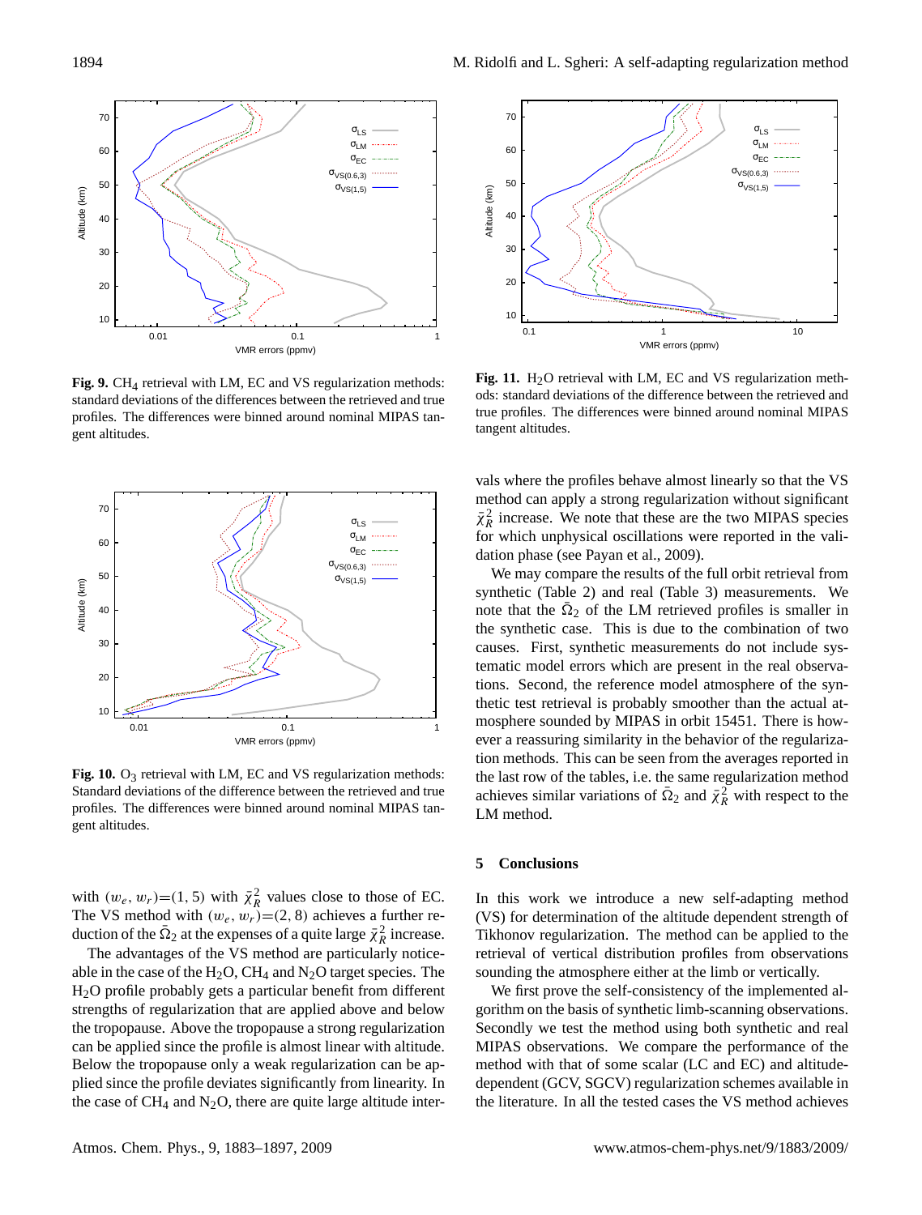**Fig. 9.** $CH_4$ retrieval with LM, EC and VS regularization methods: standard deviations of the differences between the retrieved and true profiles. The differences were binned around nominal MIPAS tangent altitudes.

**Fig. 10.** $O_3$ retrieval with LM, EC and VS regularization methods: Standard deviations of the difference between the retrieved and true profiles. The differences were binned around nominal MIPAS tangent altitudes.

with $(w_e, w_r)$=(1, 5) with $\bar{\chi}^2_R$ values close to those of EC. The VS method with $(w_e, w_r)$=(2, 8) achieves a further reduction of the $\bar{\Omega}_2$ at the expenses of a quite large $\bar{\chi}^2_R$ increase.

The advantages of the VS method are particularly noticeable in the case of the $H_2O$, $CH_4$ and $N_2O$ target species. The $H_2O$ profile probably gets a particular benefit from different strengths of regularization that are applied above and below the tropopause. Above the tropopause a strong regularization can be applied since the profile is almost linear with altitude. Below the tropopause only a weak regularization can be applied since the profile deviates significantly from linearity. In the case of $CH_4$ and $N_2O$, there are quite large altitude intervals where the profiles behave almost linearly so that the VS method can apply a strong regularization without significant $\bar{\chi}^2_R$ increase. We note that these are the two MIPAS species for which unphysical oscillations were reported in the validation phase (see Payan et al., 2009).

**Fig. 11.** $H_2O$ retrieval with LM, EC and VS regularization methods: standard deviations of the difference between the retrieved and true profiles. The differences were binned around nominal MIPAS tangent altitudes.

We may compare the results of the full orbit retrieval from synthetic (Table 2) and real (Table 3) measurements. We note that the $\bar{\Omega}_2$ of the LM retrieved profiles is smaller in the synthetic case. This is due to the combination of two causes. First, synthetic measurements do not include systematic model errors which are present in the real observations. Second, the reference model atmosphere of the synthetic test retrieval is probably smoother than the actual atmosphere sounded by MIPAS in orbit 15451. There is however a reassuring similarity in the behavior of the regularization methods. This can be seen from the averages reported in the last row of the tables, i.e. the same regularization method achieves similar variations of $\bar{\Omega}_2$ and $\bar{\chi}^2_R$ with respect to the LM method.

## 5 Conclusions

In this work we introduce a new self-adapting method (VS) for determination of the altitude dependent strength of Tikhonov regularization. The method can be applied to the retrieval of vertical distribution profiles from observations sounding the atmosphere either at the limb or vertically.

We first prove the self-consistency of the implemented algorithm on the basis of synthetic limb-scanning observations. Secondly we test the method using both synthetic and real MIPAS observations. We compare the performance of the method with that of some scalar (LC and EC) and altitude-dependent (GCV, SGCV) regularization schemes available in the literature. In all the tested cases the VS method achieves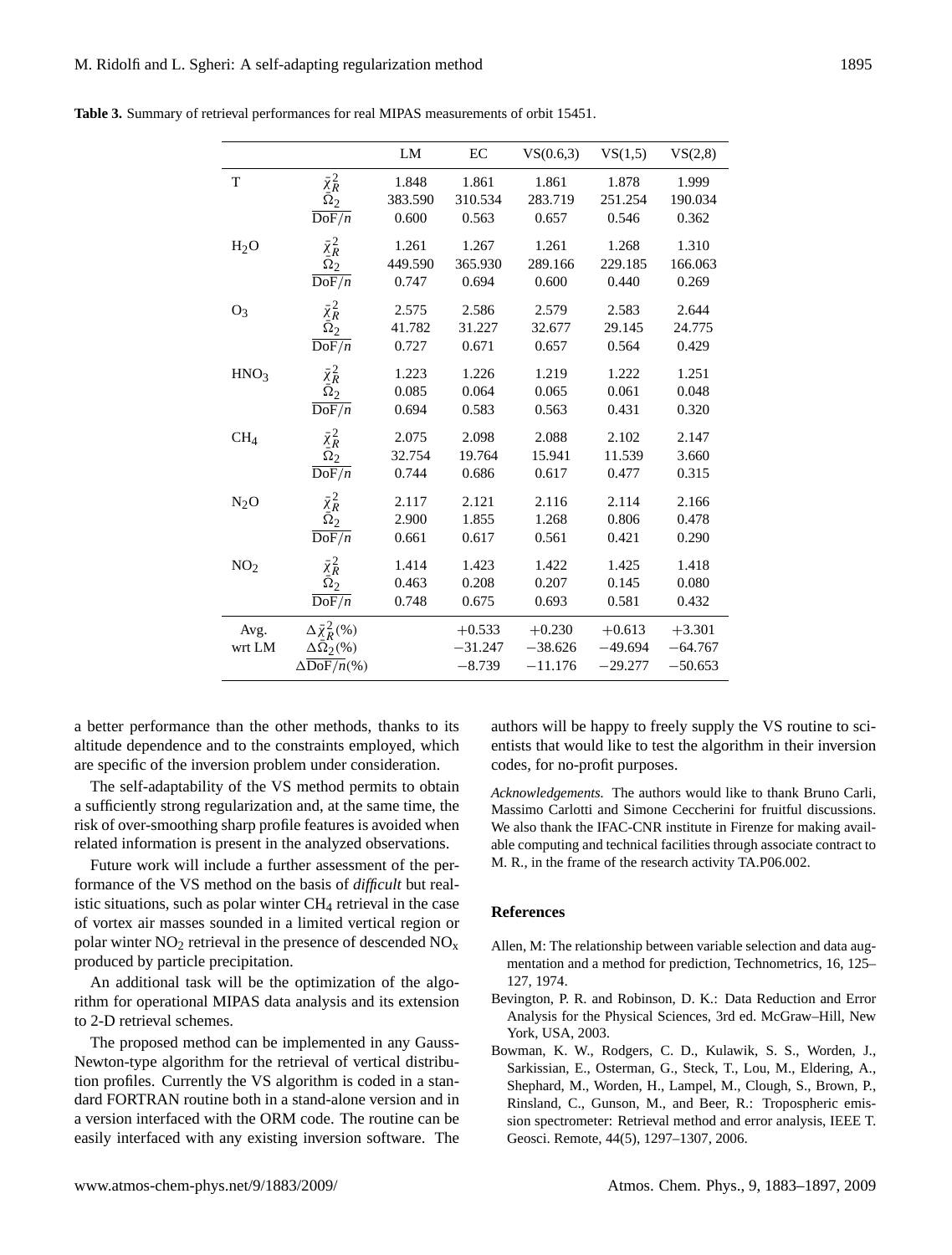**Table 3.** Summary of retrieval performances for real MIPAS measurements of orbit 15451.

| | | LM | EC | VS(0.6,3) | VS(1,5) | VS(2,8) |
|---|---|---|---|---|---|---|
| T | $\bar{\chi}_R^2$ | 1.848 | 1.861 | 1.861 | 1.878 | 1.999 |
| | $\bar{\Omega}_2$ | 383.590 | 310.534 | 283.719 | 251.254 | 190.034 |
| | $\overline{\text{DoF}/n}$ | 0.600 | 0.563 | 0.657 | 0.546 | 0.362 |
| $H_2O$ | $\bar{\chi}_R^2$ | 1.261 | 1.267 | 1.261 | 1.268 | 1.310 |
| | $\bar{\Omega}_2$ | 449.590 | 365.930 | 289.166 | 229.185 | 166.063 |
| | $\overline{\text{DoF}/n}$ | 0.747 | 0.694 | 0.600 | 0.440 | 0.269 |
| $O_3$ | $\bar{\chi}_R^2$ | 2.575 | 2.586 | 2.579 | 2.583 | 2.644 |
| | $\bar{\Omega}_2$ | 41.782 | 31.227 | 32.677 | 29.145 | 24.775 |
| | $\overline{\text{DoF}/n}$ | 0.727 | 0.671 | 0.657 | 0.564 | 0.429 |
| $HNO_3$ | $\bar{\chi}_R^2$ | 1.223 | 1.226 | 1.219 | 1.222 | 1.251 |
| | $\bar{\Omega}_2$ | 0.085 | 0.064 | 0.065 | 0.061 | 0.048 |
| | $\overline{\text{DoF}/n}$ | 0.694 | 0.583 | 0.563 | 0.431 | 0.320 |
| $CH_4$ | $\bar{\chi}_R^2$ | 2.075 | 2.098 | 2.088 | 2.102 | 2.147 |
| | $\bar{\Omega}_2$ | 32.754 | 19.764 | 15.941 | 11.539 | 3.660 |
| | $\overline{\text{DoF}/n}$ | 0.744 | 0.686 | 0.617 | 0.477 | 0.315 |
| $N_2O$ | $\bar{\chi}_R^2$ | 2.117 | 2.121 | 2.116 | 2.114 | 2.166 |
| | $\bar{\Omega}_2$ | 2.900 | 1.855 | 1.268 | 0.806 | 0.478 |
| | $\overline{\text{DoF}/n}$ | 0.661 | 0.617 | 0.561 | 0.421 | 0.290 |
| $NO_2$ | $\bar{\chi}_R^2$ | 1.414 | 1.423 | 1.422 | 1.425 | 1.418 |
| | $\bar{\Omega}_2$ | 0.463 | 0.208 | 0.207 | 0.145 | 0.080 |
| | $\overline{\text{DoF}/n}$ | 0.748 | 0.675 | 0.693 | 0.581 | 0.432 |
| Avg. wrt LM | $\Delta\bar{\chi}_R^2(\%)$ | | +0.533 | +0.230 | +0.613 | +3.301 |
| | $\Delta\bar{\Omega}_2(\%)$ | | −31.247 | −38.626 | −49.694 | −64.767 |
| | $\Delta\overline{\text{DoF}/n}(\%)$ | | −8.739 | −11.176 | −29.277 | −50.653 |

a better performance than the other methods, thanks to its altitude dependence and to the constraints employed, which are specific of the inversion problem under consideration.

The self-adaptability of the VS method permits to obtain a sufficiently strong regularization and, at the same time, the risk of over-smoothing sharp profile features is avoided when related information is present in the analyzed observations.

Future work will include a further assessment of the performance of the VS method on the basis of *difficult* but realistic situations, such as polar winter $CH_4$ retrieval in the case of vortex air masses sounded in a limited vertical region or polar winter $NO_2$ retrieval in the presence of descended $NO_x$ produced by particle precipitation.

An additional task will be the optimization of the algorithm for operational MIPAS data analysis and its extension to 2-D retrieval schemes.

The proposed method can be implemented in any Gauss-Newton-type algorithm for the retrieval of vertical distribution profiles. Currently the VS algorithm is coded in a standard FORTRAN routine both in a stand-alone version and in a version interfaced with the ORM code. The routine can be easily interfaced with any existing inversion software. The authors will be happy to freely supply the VS routine to scientists that would like to test the algorithm in their inversion codes, for no-profit purposes.

*Acknowledgements.* The authors would like to thank Bruno Carli, Massimo Carlotti and Simone Ceccherini for fruitful discussions. We also thank the IFAC-CNR institute in Firenze for making available computing and technical facilities through associate contract to M. R., in the frame of the research activity TA.P06.002.

## References

Allen, M: The relationship between variable selection and data augmentation and a method for prediction, Technometrics, 16, 125–127, 1974.

Bevington, P. R. and Robinson, D. K.: Data Reduction and Error Analysis for the Physical Sciences, 3rd ed. McGraw–Hill, New York, USA, 2003.

Bowman, K. W., Rodgers, C. D., Kulawik, S. S., Worden, J., Sarkissian, E., Osterman, G., Steck, T., Lou, M., Eldering, A., Shephard, M., Worden, H., Lampel, M., Clough, S., Brown, P., Rinsland, C., Gunson, M., and Beer, R.: Tropospheric emission spectrometer: Retrieval method and error analysis, IEEE T. Geosci. Remote, 44(5), 1297–1307, 2006.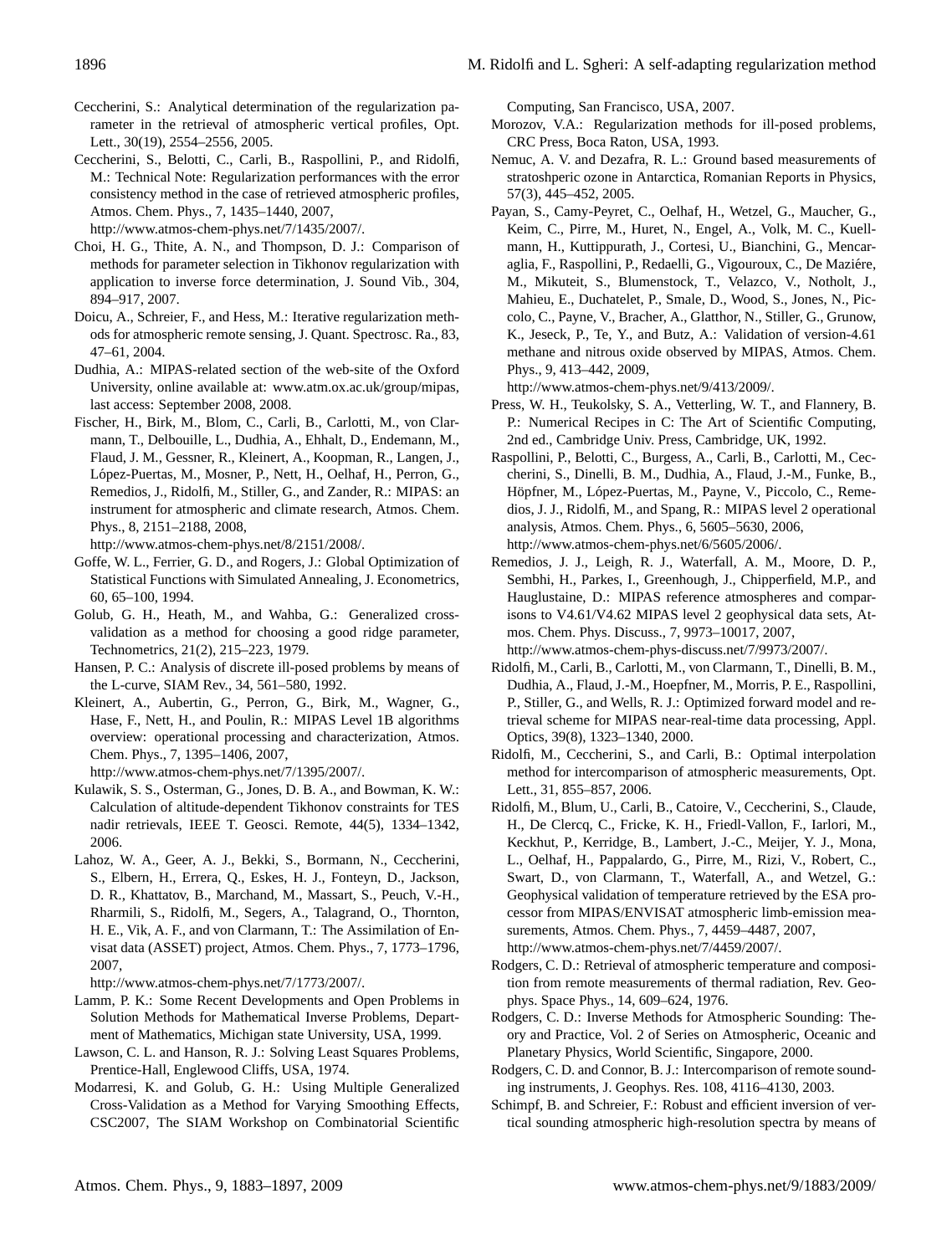Ceccherini, S.: Analytical determination of the regularization parameter in the retrieval of atmospheric vertical profiles, Opt. Lett., 30(19), 2554–2556, 2005.

Ceccherini, S., Belotti, C., Carli, B., Raspollini, P., and Ridolfi, M.: Technical Note: Regularization performances with the error consistency method in the case of retrieved atmospheric profiles, Atmos. Chem. Phys., 7, 1435–1440, 2007, http://www.atmos-chem-phys.net/7/1435/2007/.

Choi, H. G., Thite, A. N., and Thompson, D. J.: Comparison of methods for parameter selection in Tikhonov regularization with application to inverse force determination, J. Sound Vib., 304, 894–917, 2007.

Doicu, A., Schreier, F., and Hess, M.: Iterative regularization methods for atmospheric remote sensing, J. Quant. Spectrosc. Ra., 83, 47–61, 2004.

Dudhia, A.: MIPAS-related section of the web-site of the Oxford University, online available at: www.atm.ox.ac.uk/group/mipas, last access: September 2008, 2008.

Fischer, H., Birk, M., Blom, C., Carli, B., Carlotti, M., von Clarmann, T., Delbouille, L., Dudhia, A., Ehhalt, D., Endemann, M., Flaud, J. M., Gessner, R., Kleinert, A., Koopman, R., Langen, J., López-Puertas, M., Mosner, P., Nett, H., Oelhaf, H., Perron, G., Remedios, J., Ridolfi, M., Stiller, G., and Zander, R.: MIPAS: an instrument for atmospheric and climate research, Atmos. Chem. Phys., 8, 2151–2188, 2008, http://www.atmos-chem-phys.net/8/2151/2008/.

Goffe, W. L., Ferrier, G. D., and Rogers, J.: Global Optimization of Statistical Functions with Simulated Annealing, J. Econometrics, 60, 65–100, 1994.

Golub, G. H., Heath, M., and Wahba, G.: Generalized cross-validation as a method for choosing a good ridge parameter, Technometrics, 21(2), 215–223, 1979.

Hansen, P. C.: Analysis of discrete ill-posed problems by means of the L-curve, SIAM Rev., 34, 561–580, 1992.

Kleinert, A., Aubertin, G., Perron, G., Birk, M., Wagner, G., Hase, F., Nett, H., and Poulin, R.: MIPAS Level 1B algorithms overview: operational processing and characterization, Atmos. Chem. Phys., 7, 1395–1406, 2007, http://www.atmos-chem-phys.net/7/1395/2007/.

Kulawik, S. S., Osterman, G., Jones, D. B. A., and Bowman, K. W.: Calculation of altitude-dependent Tikhonov constraints for TES nadir retrievals, IEEE T. Geosci. Remote, 44(5), 1334–1342, 2006.

Lahoz, W. A., Geer, A. J., Bekki, S., Bormann, N., Ceccherini, S., Elbern, H., Errera, Q., Eskes, H. J., Fonteyn, D., Jackson, D. R., Khattatov, B., Marchand, M., Massart, S., Peuch, V.-H., Rharmili, S., Ridolfi, M., Segers, A., Talagrand, O., Thornton, H. E., Vik, A. F., and von Clarmann, T.: The Assimilation of Envisat data (ASSET) project, Atmos. Chem. Phys., 7, 1773–1796, 2007, http://www.atmos-chem-phys.net/7/1773/2007/.

Lamm, P. K.: Some Recent Developments and Open Problems in Solution Methods for Mathematical Inverse Problems, Department of Mathematics, Michigan state University, USA, 1999.

Lawson, C. L. and Hanson, R. J.: Solving Least Squares Problems, Prentice-Hall, Englewood Cliffs, USA, 1974.

Modarresi, K. and Golub, G. H.: Using Multiple Generalized Cross-Validation as a Method for Varying Smoothing Effects, CSC2007, The SIAM Workshop on Combinatorial Scientific Computing, San Francisco, USA, 2007.

Morozov, V.A.: Regularization methods for ill-posed problems, CRC Press, Boca Raton, USA, 1993.

Nemuc, A. V. and Dezafra, R. L.: Ground based measurements of stratoshperic ozone in Antarctica, Romanian Reports in Physics, 57(3), 445–452, 2005.

Payan, S., Camy-Peyret, C., Oelhaf, H., Wetzel, G., Maucher, G., Keim, C., Pirre, M., Huret, N., Engel, A., Volk, M. C., Kuellmann, H., Kuttippurath, J., Cortesi, U., Bianchini, G., Mencaraglia, F., Raspollini, P., Redaelli, G., Vigouroux, C., De Maziére, M., Mikuteit, S., Blumenstock, T., Velazco, V., Notholt, J., Mahieu, E., Duchatelet, P., Smale, D., Wood, S., Jones, N., Piccolo, C., Payne, V., Bracher, A., Glatthor, N., Stiller, G., Grunow, K., Jeseck, P., Te, Y., and Butz, A.: Validation of version-4.61 methane and nitrous oxide observed by MIPAS, Atmos. Chem. Phys., 9, 413–442, 2009, http://www.atmos-chem-phys.net/9/413/2009/.

Press, W. H., Teukolsky, S. A., Vetterling, W. T., and Flannery, B. P.: Numerical Recipes in C: The Art of Scientific Computing, 2nd ed., Cambridge Univ. Press, Cambridge, UK, 1992.

Raspollini, P., Belotti, C., Burgess, A., Carli, B., Carlotti, M., Ceccherini, S., Dinelli, B. M., Dudhia, A., Flaud, J.-M., Funke, B., Höpfner, M., López-Puertas, M., Payne, V., Piccolo, C., Remedios, J. J., Ridolfi, M., and Spang, R.: MIPAS level 2 operational analysis, Atmos. Chem. Phys., 6, 5605–5630, 2006, http://www.atmos-chem-phys.net/6/5605/2006/.

Remedios, J. J., Leigh, R. J., Waterfall, A. M., Moore, D. P., Sembhi, H., Parkes, I., Greenhough, J., Chipperfield, M.P., and Hauglustaine, D.: MIPAS reference atmospheres and comparisons to V4.61/V4.62 MIPAS level 2 geophysical data sets, Atmos. Chem. Phys. Discuss., 7, 9973–10017, 2007, http://www.atmos-chem-phys-discuss.net/7/9973/2007/.

Ridolfi, M., Carli, B., Carlotti, M., von Clarmann, T., Dinelli, B. M., Dudhia, A., Flaud, J.-M., Hoepfner, M., Morris, P. E., Raspollini, P., Stiller, G., and Wells, R. J.: Optimized forward model and retrieval scheme for MIPAS near-real-time data processing, Appl. Optics, 39(8), 1323–1340, 2000.

Ridolfi, M., Ceccherini, S., and Carli, B.: Optimal interpolation method for intercomparison of atmospheric measurements, Opt. Lett., 31, 855–857, 2006.

Ridolfi, M., Blum, U., Carli, B., Catoire, V., Ceccherini, S., Claude, H., De Clercq, C., Fricke, K. H., Friedl-Vallon, F., Iarlori, M., Keckhut, P., Kerridge, B., Lambert, J.-C., Meijer, Y. J., Mona, L., Oelhaf, H., Pappalardo, G., Pirre, M., Rizi, V., Robert, C., Swart, D., von Clarmann, T., Waterfall, A., and Wetzel, G.: Geophysical validation of temperature retrieved by the ESA processor from MIPAS/ENVISAT atmospheric limb-emission measurements, Atmos. Chem. Phys., 7, 4459–4487, 2007, http://www.atmos-chem-phys.net/7/4459/2007/.

Rodgers, C. D.: Retrieval of atmospheric temperature and composition from remote measurements of thermal radiation, Rev. Geophys. Space Phys., 14, 609–624, 1976.

Rodgers, C. D.: Inverse Methods for Atmospheric Sounding: Theory and Practice, Vol. 2 of Series on Atmospheric, Oceanic and Planetary Physics, World Scientific, Singapore, 2000.

Rodgers, C. D. and Connor, B. J.: Intercomparison of remote sounding instruments, J. Geophys. Res. 108, 4116–4130, 2003.

Schimpf, B. and Schreier, F.: Robust and efficient inversion of vertical sounding atmospheric high-resolution spectra by means of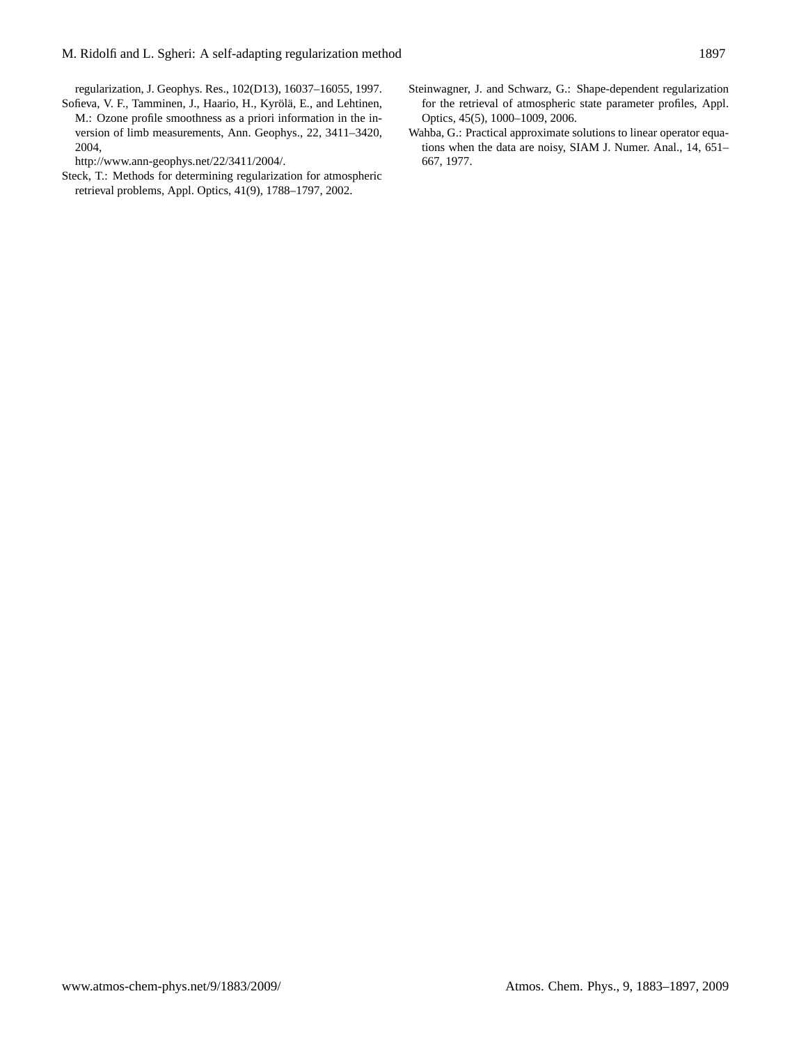regularization, J. Geophys. Res., 102(D13), 16037–16055, 1997.

Sofieva, V. F., Tamminen, J., Haario, H., Kyrölä, E., and Lehtinen, M.: Ozone profile smoothness as a priori information in the inversion of limb measurements, Ann. Geophys., 22, 3411–3420, 2004, http://www.ann-geophys.net/22/3411/2004/.

Steck, T.: Methods for determining regularization for atmospheric retrieval problems, Appl. Optics, 41(9), 1788–1797, 2002.

Steinwagner, J. and Schwarz, G.: Shape-dependent regularization for the retrieval of atmospheric state parameter profiles, Appl. Optics, 45(5), 1000–1009, 2006.

Wahba, G.: Practical approximate solutions to linear operator equations when the data are noisy, SIAM J. Numer. Anal., 14, 651–667, 1977.